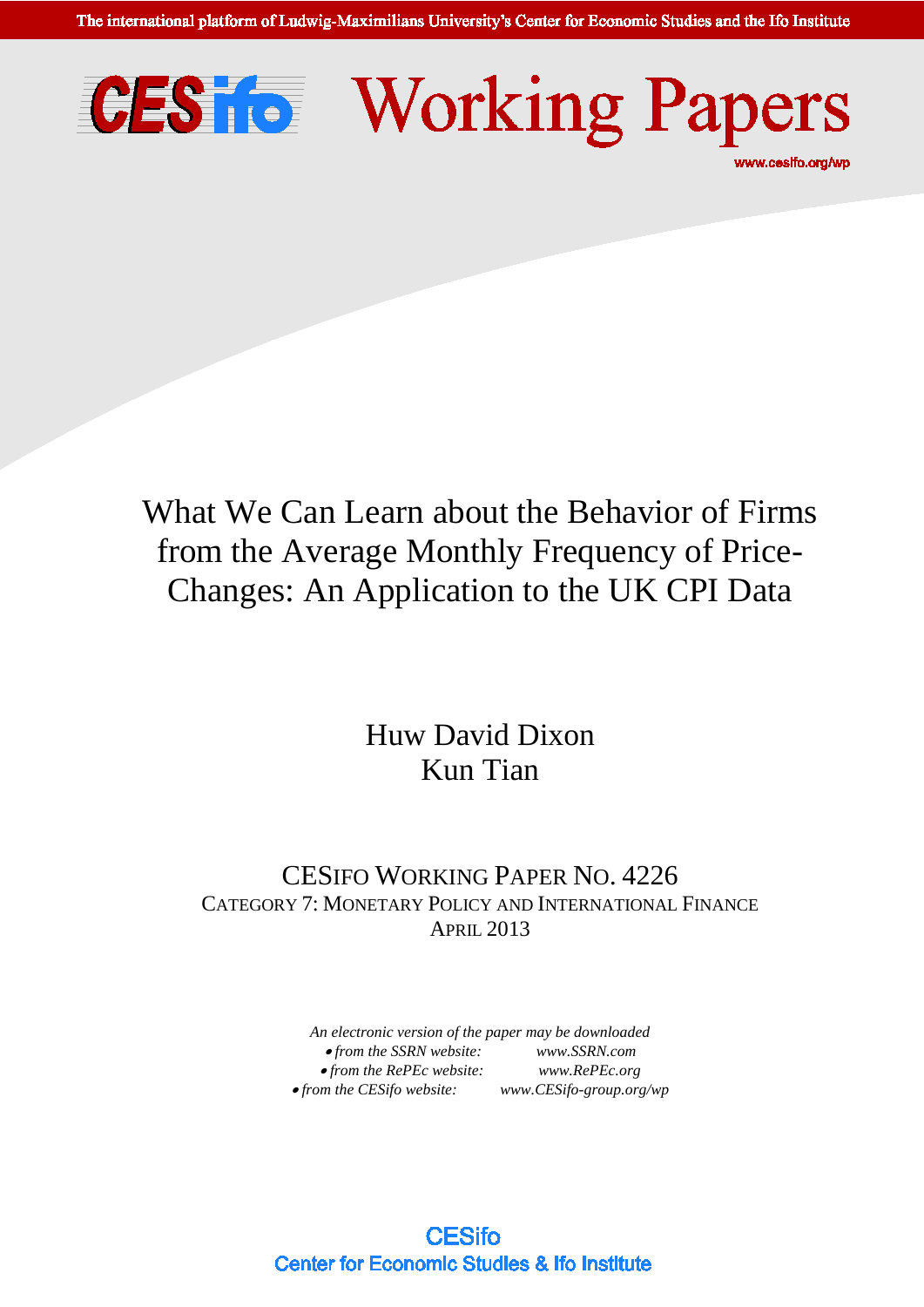The international platform of Ludwig-Maximilians University's Center for Economic Studies and the Ifo Institute

# CESifo Working Papers

www.cesifo.org/wp

# What We Can Learn about the Behavior of Firms from the Average Monthly Frequency of Price-Changes: An Application to the UK CPI Data

Huw David Dixon
Kun Tian

CESIFO WORKING PAPER NO. 4226
CATEGORY 7: MONETARY POLICY AND INTERNATIONAL FINANCE
APRIL 2013

*An electronic version of the paper may be downloaded*

- *from the SSRN website:* *www.SSRN.com*
- *from the RePEc website:* *www.RePEc.org*
- *from the CESifo website:* *www.CESifo-group.org/wp*

CESifo
Center for Economic Studies & Ifo Institute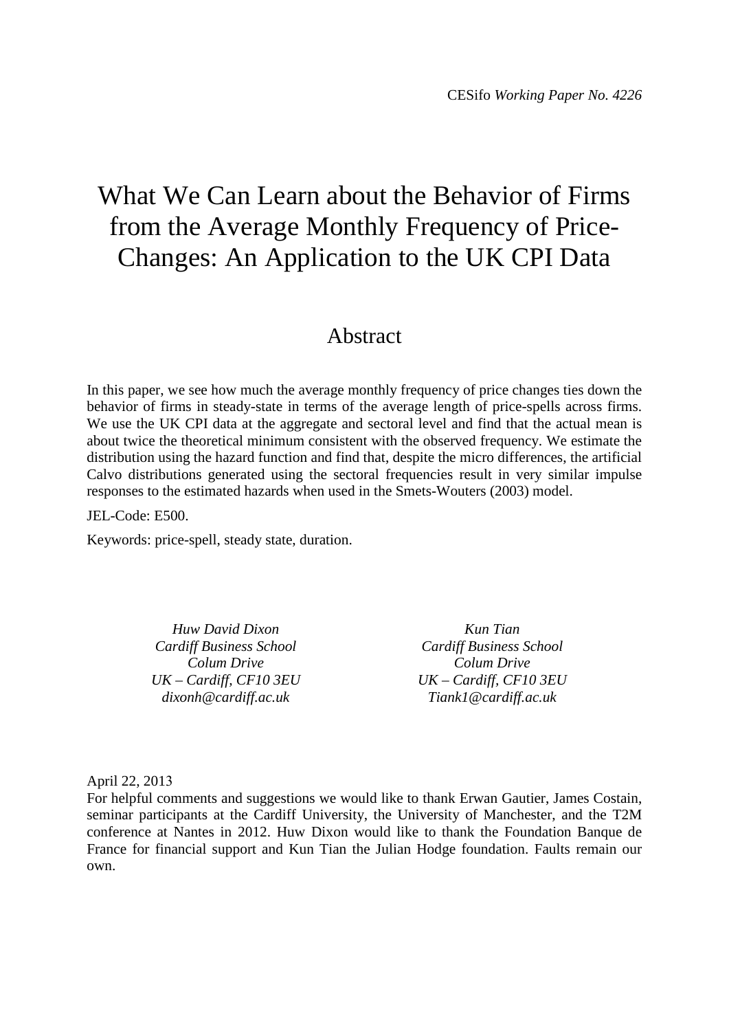CESifo *Working Paper No. 4226*

# What We Can Learn about the Behavior of Firms from the Average Monthly Frequency of Price-Changes: An Application to the UK CPI Data

## Abstract

In this paper, we see how much the average monthly frequency of price changes ties down the behavior of firms in steady-state in terms of the average length of price-spells across firms. We use the UK CPI data at the aggregate and sectoral level and find that the actual mean is about twice the theoretical minimum consistent with the observed frequency. We estimate the distribution using the hazard function and find that, despite the micro differences, the artificial Calvo distributions generated using the sectoral frequencies result in very similar impulse responses to the estimated hazards when used in the Smets-Wouters (2003) model.

JEL-Code: E500.

Keywords: price-spell, steady state, duration.

*Huw David Dixon*
*Cardiff Business School*
*Colum Drive*
*UK – Cardiff, CF10 3EU*
*dixonh@cardiff.ac.uk*

*Kun Tian*
*Cardiff Business School*
*Colum Drive*
*UK – Cardiff, CF10 3EU*
*Tiank1@cardiff.ac.uk*

April 22, 2013

For helpful comments and suggestions we would like to thank Erwan Gautier, James Costain, seminar participants at the Cardiff University, the University of Manchester, and the T2M conference at Nantes in 2012. Huw Dixon would like to thank the Foundation Banque de France for financial support and Kun Tian the Julian Hodge foundation. Faults remain our own.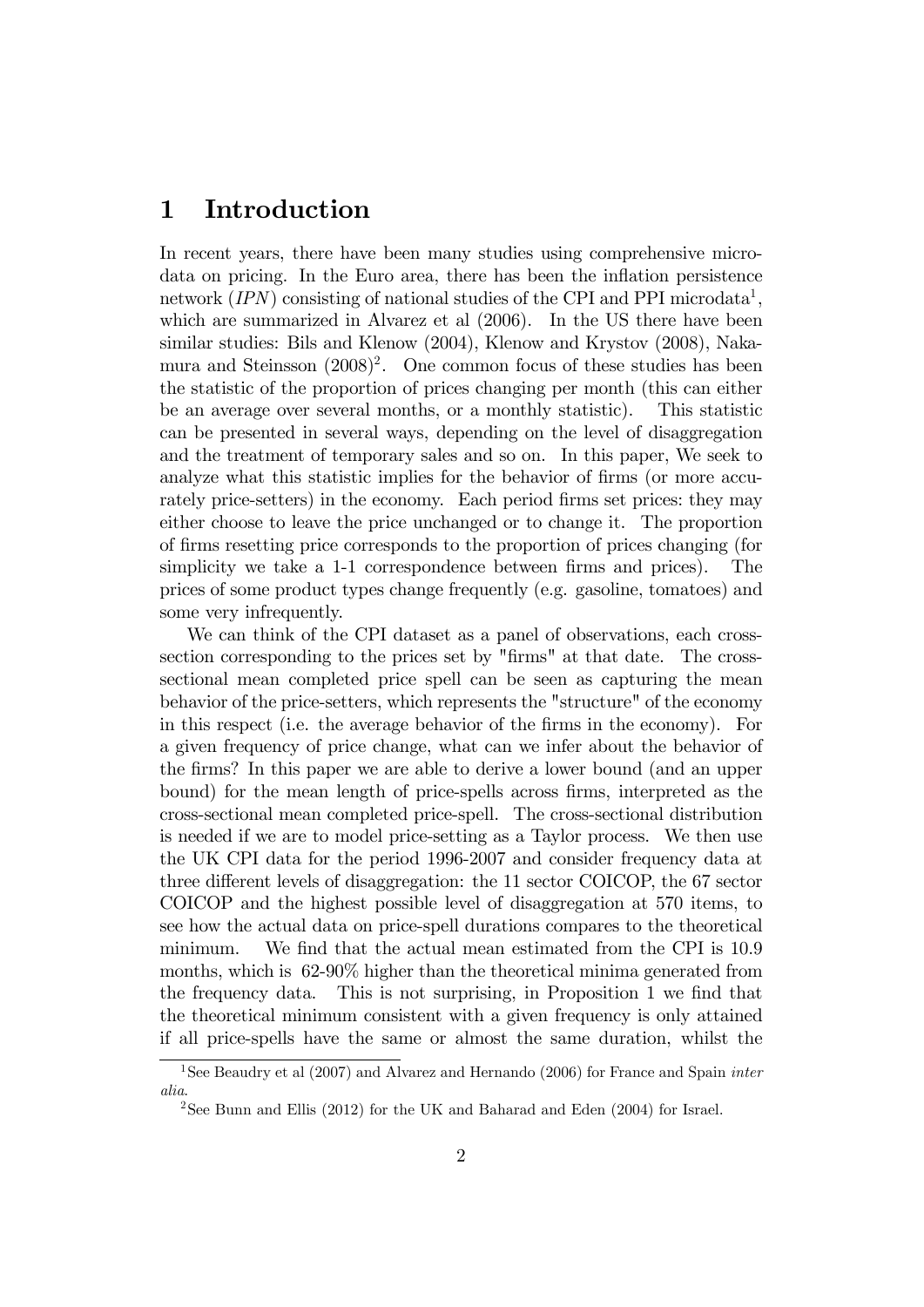# 1 Introduction

In recent years, there have been many studies using comprehensive microdata on pricing. In the Euro area, there has been the inflation persistence network (*IPN*) consisting of national studies of the CPI and PPI microdata[1], which are summarized in Alvarez et al (2006). In the US there have been similar studies: Bils and Klenow (2004), Klenow and Krystov (2008), Nakamura and Steinsson (2008)[2]. One common focus of these studies has been the statistic of the proportion of prices changing per month (this can either be an average over several months, or a monthly statistic). This statistic can be presented in several ways, depending on the level of disaggregation and the treatment of temporary sales and so on. In this paper, We seek to analyze what this statistic implies for the behavior of firms (or more accurately price-setters) in the economy. Each period firms set prices: they may either choose to leave the price unchanged or to change it. The proportion of firms resetting price corresponds to the proportion of prices changing (for simplicity we take a 1-1 correspondence between firms and prices). The prices of some product types change frequently (e.g. gasoline, tomatoes) and some very infrequently.

We can think of the CPI dataset as a panel of observations, each cross-section corresponding to the prices set by "firms" at that date. The cross-sectional mean completed price spell can be seen as capturing the mean behavior of the price-setters, which represents the "structure" of the economy in this respect (i.e. the average behavior of the firms in the economy). For a given frequency of price change, what can we infer about the behavior of the firms? In this paper we are able to derive a lower bound (and an upper bound) for the mean length of price-spells across firms, interpreted as the cross-sectional mean completed price-spell. The cross-sectional distribution is needed if we are to model price-setting as a Taylor process. We then use the UK CPI data for the period 1996-2007 and consider frequency data at three different levels of disaggregation: the 11 sector COICOP, the 67 sector COICOP and the highest possible level of disaggregation at 570 items, to see how the actual data on price-spell durations compares to the theoretical minimum. We find that the actual mean estimated from the CPI is 10.9 months, which is 62-90% higher than the theoretical minima generated from the frequency data. This is not surprising, in Proposition 1 we find that the theoretical minimum consistent with a given frequency is only attained if all price-spells have the same or almost the same duration, whilst the

[1] See Beaudry et al (2007) and Alvarez and Hernando (2006) for France and Spain *inter alia*.

[2] See Bunn and Ellis (2012) for the UK and Baharad and Eden (2004) for Israel.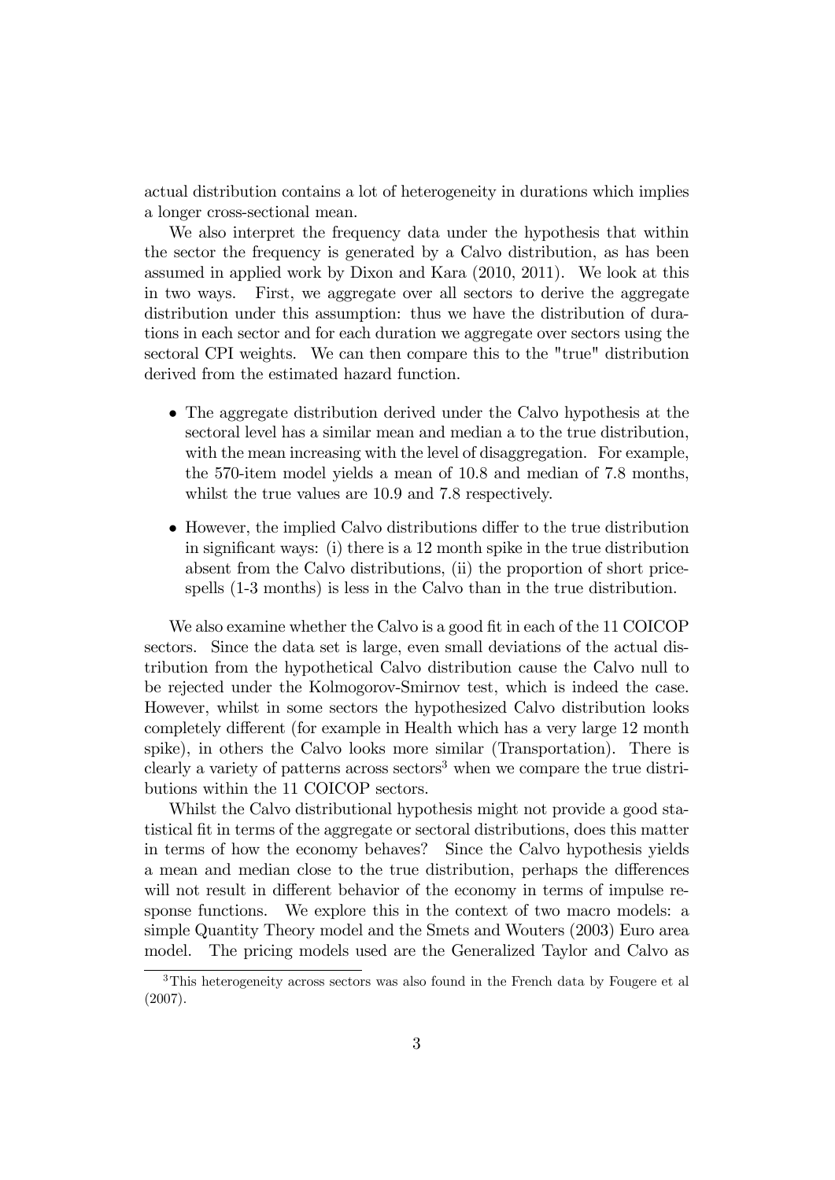actual distribution contains a lot of heterogeneity in durations which implies a longer cross-sectional mean.

We also interpret the frequency data under the hypothesis that within the sector the frequency is generated by a Calvo distribution, as has been assumed in applied work by Dixon and Kara (2010, 2011). We look at this in two ways. First, we aggregate over all sectors to derive the aggregate distribution under this assumption: thus we have the distribution of durations in each sector and for each duration we aggregate over sectors using the sectoral CPI weights. We can then compare this to the "true" distribution derived from the estimated hazard function.

- The aggregate distribution derived under the Calvo hypothesis at the sectoral level has a similar mean and median a to the true distribution, with the mean increasing with the level of disaggregation. For example, the 570-item model yields a mean of 10.8 and median of 7.8 months, whilst the true values are 10.9 and 7.8 respectively.
- However, the implied Calvo distributions differ to the true distribution in significant ways: (i) there is a 12 month spike in the true distribution absent from the Calvo distributions, (ii) the proportion of short price-spells (1-3 months) is less in the Calvo than in the true distribution.

We also examine whether the Calvo is a good fit in each of the 11 COICOP sectors. Since the data set is large, even small deviations of the actual distribution from the hypothetical Calvo distribution cause the Calvo null to be rejected under the Kolmogorov-Smirnov test, which is indeed the case. However, whilst in some sectors the hypothesized Calvo distribution looks completely different (for example in Health which has a very large 12 month spike), in others the Calvo looks more similar (Transportation). There is clearly a variety of patterns across sectors[3] when we compare the true distributions within the 11 COICOP sectors.

Whilst the Calvo distributional hypothesis might not provide a good statistical fit in terms of the aggregate or sectoral distributions, does this matter in terms of how the economy behaves? Since the Calvo hypothesis yields a mean and median close to the true distribution, perhaps the differences will not result in different behavior of the economy in terms of impulse response functions. We explore this in the context of two macro models: a simple Quantity Theory model and the Smets and Wouters (2003) Euro area model. The pricing models used are the Generalized Taylor and Calvo as

[3] This heterogeneity across sectors was also found in the French data by Fougere et al (2007).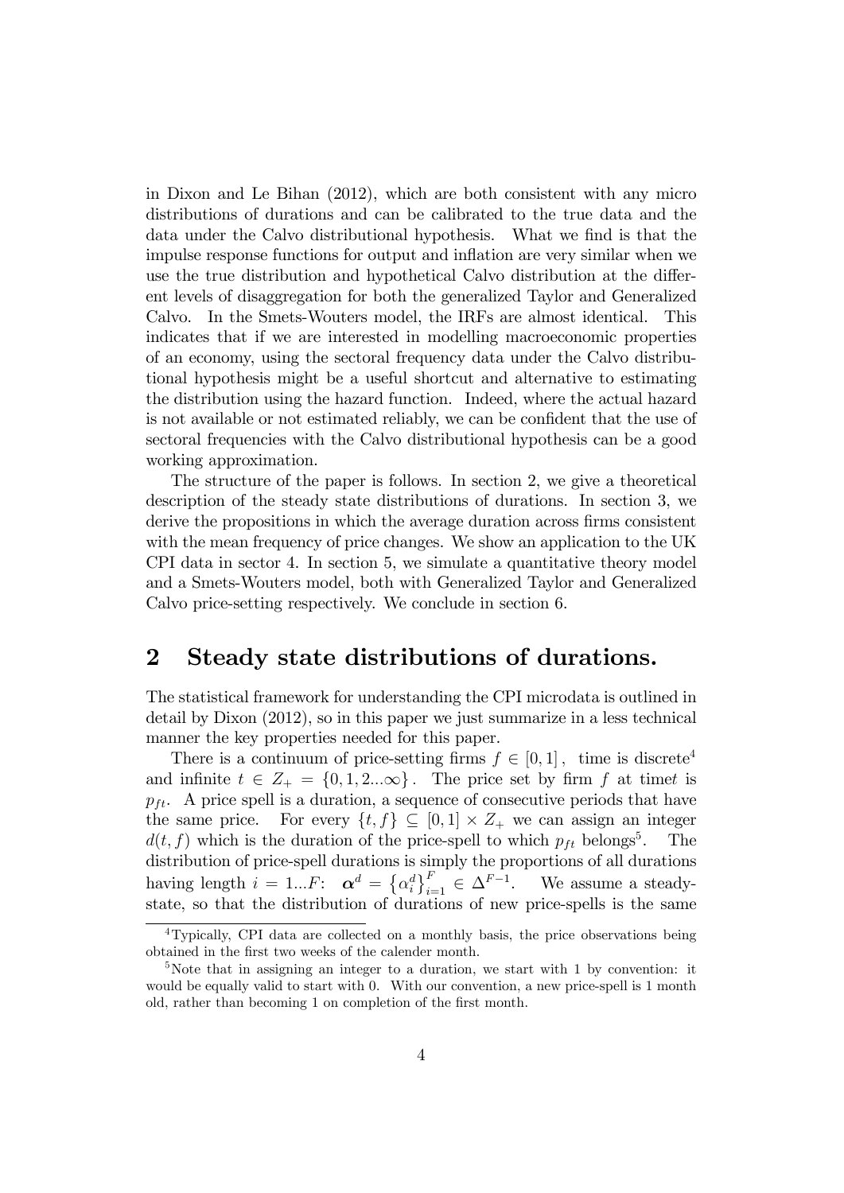in Dixon and Le Bihan (2012), which are both consistent with any micro distributions of durations and can be calibrated to the true data and the data under the Calvo distributional hypothesis. What we find is that the impulse response functions for output and inflation are very similar when we use the true distribution and hypothetical Calvo distribution at the different levels of disaggregation for both the generalized Taylor and Generalized Calvo. In the Smets-Wouters model, the IRFs are almost identical. This indicates that if we are interested in modelling macroeconomic properties of an economy, using the sectoral frequency data under the Calvo distributional hypothesis might be a useful shortcut and alternative to estimating the distribution using the hazard function. Indeed, where the actual hazard is not available or not estimated reliably, we can be confident that the use of sectoral frequencies with the Calvo distributional hypothesis can be a good working approximation.

The structure of the paper is follows. In section 2, we give a theoretical description of the steady state distributions of durations. In section 3, we derive the propositions in which the average duration across firms consistent with the mean frequency of price changes. We show an application to the UK CPI data in sector 4. In section 5, we simulate a quantitative theory model and a Smets-Wouters model, both with Generalized Taylor and Generalized Calvo price-setting respectively. We conclude in section 6.

## 2 Steady state distributions of durations.

The statistical framework for understanding the CPI microdata is outlined in detail by Dixon (2012), so in this paper we just summarize in a less technical manner the key properties needed for this paper.

There is a continuum of price-setting firms $f \in [0,1]$, time is discrete[4] and infinite $t \in Z_+ = \{0, 1, 2...\infty\}$. The price set by firm $f$ at time$t$ is $p_{ft}$. A price spell is a duration, a sequence of consecutive periods that have the same price. For every $\{t, f\} \subseteq [0,1] \times Z_+$ we can assign an integer $d(t, f)$ which is the duration of the price-spell to which $p_{ft}$ belongs[5]. The distribution of price-spell durations is simply the proportions of all durations having length $i = 1...F$: $\boldsymbol{\alpha}^d = \{\alpha_i^d\}_{i=1}^F \in \Delta^{F-1}$. We assume a steady-state, so that the distribution of durations of new price-spells is the same

[4] Typically, CPI data are collected on a monthly basis, the price observations being obtained in the first two weeks of the calender month.

[5] Note that in assigning an integer to a duration, we start with 1 by convention: it would be equally valid to start with 0. With our convention, a new price-spell is 1 month old, rather than becoming 1 on completion of the first month.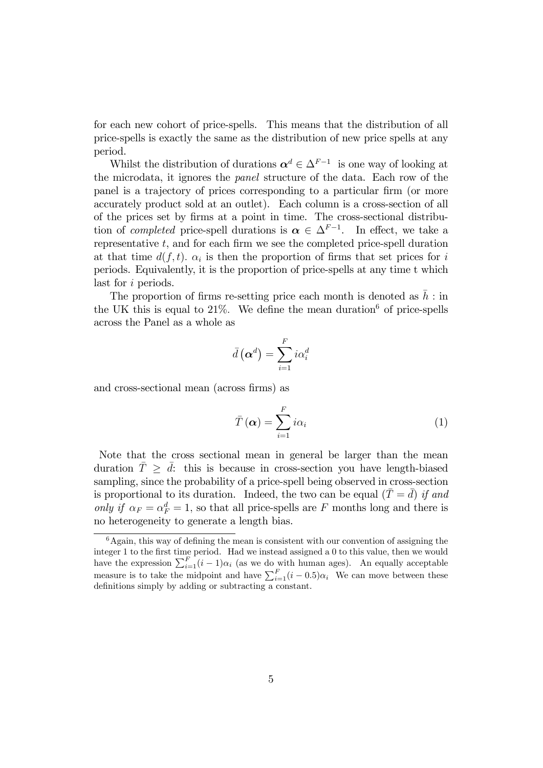for each new cohort of price-spells. This means that the distribution of all price-spells is exactly the same as the distribution of new price spells at any period.

Whilst the distribution of durations $\boldsymbol{\alpha}^d \in \Delta^{F-1}$ is one way of looking at the microdata, it ignores the *panel* structure of the data. Each row of the panel is a trajectory of prices corresponding to a particular firm (or more accurately product sold at an outlet). Each column is a cross-section of all of the prices set by firms at a point in time. The cross-sectional distribution of *completed* price-spell durations is $\boldsymbol{\alpha} \in \Delta^{F-1}$. In effect, we take a representative $t$, and for each firm we see the completed price-spell duration at that time $d(f,t)$. $\alpha_i$ is then the proportion of firms that set prices for $i$ periods. Equivalently, it is the proportion of price-spells at any time t which last for $i$ periods.

The proportion of firms re-setting price each month is denoted as $\bar{h}$ : in the UK this is equal to 21%. We define the mean duration[6] of price-spells across the Panel as a whole as

$$\bar{d}\left(\boldsymbol{\alpha}^d\right) = \sum_{i=1}^{F} i\alpha_i^d$$

and cross-sectional mean (across firms) as

$$\bar{T}\left(\boldsymbol{\alpha}\right) = \sum_{i=1}^{F} i\alpha_i \tag{1}$$

Note that the cross sectional mean in general be larger than the mean duration $\bar{T} \geq \bar{d}$: this is because in cross-section you have length-biased sampling, since the probability of a price-spell being observed in cross-section is proportional to its duration. Indeed, the two can be equal ($\bar{T} = \bar{d}$) *if and only if* $\alpha_F = \alpha_F^d = 1$, so that all price-spells are $F$ months long and there is no heterogeneity to generate a length bias.

[6] Again, this way of defining the mean is consistent with our convention of assigning the integer 1 to the first time period. Had we instead assigned a 0 to this value, then we would have the expression $\sum_{i=1}^{F}(i-1)\alpha_i$ (as we do with human ages). An equally acceptable measure is to take the midpoint and have $\sum_{i=1}^{F}(i-0.5)\alpha_i$ We can move between these definitions simply by adding or subtracting a constant.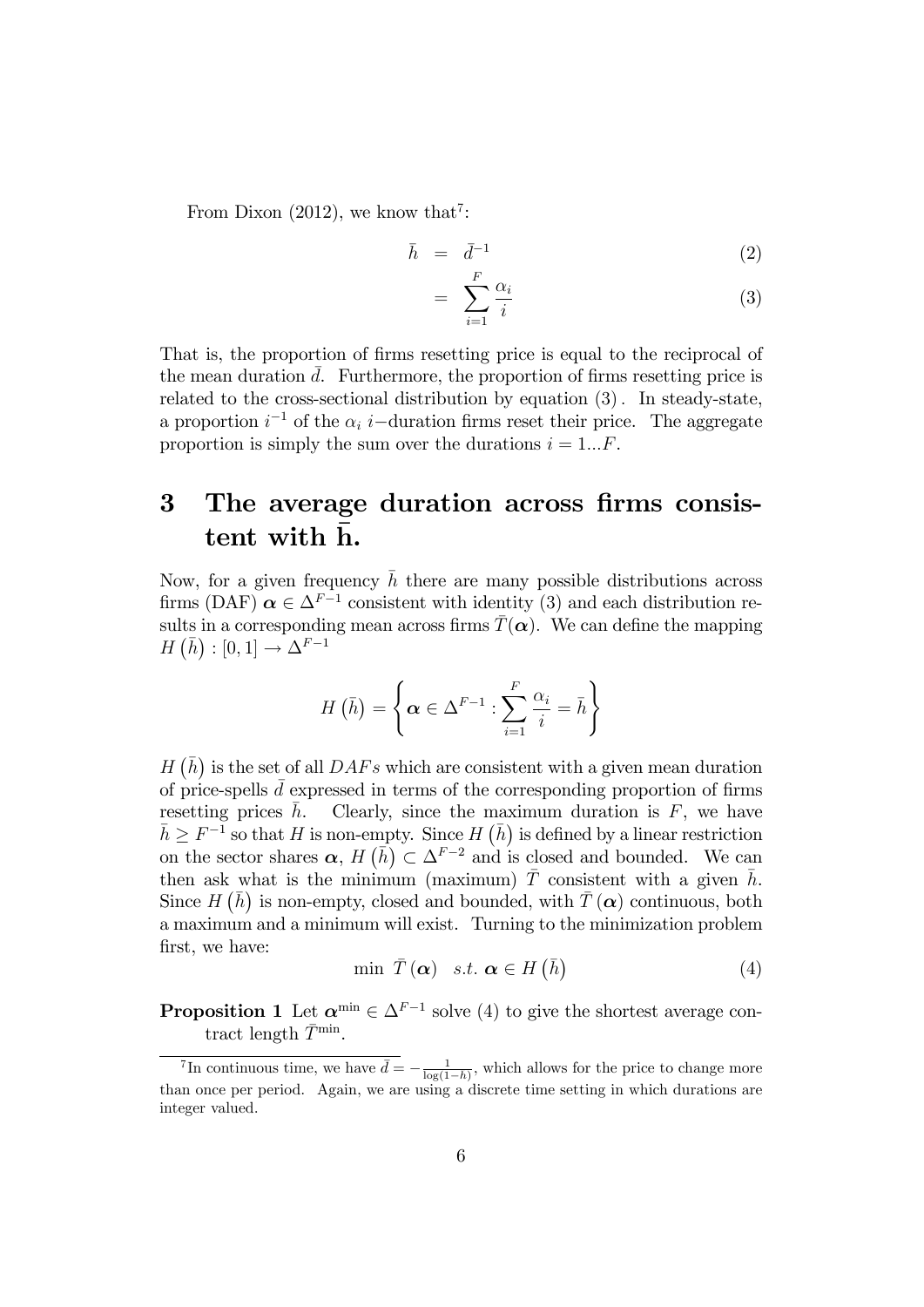From Dixon (2012), we know that[7]:

$$\bar{h} = \bar{d}^{-1} \tag{2}$$

$$= \sum_{i=1}^{F} \frac{\alpha_i}{i} \tag{3}$$

That is, the proportion of firms resetting price is equal to the reciprocal of the mean duration $\bar{d}$. Furthermore, the proportion of firms resetting price is related to the cross-sectional distribution by equation (3). In steady-state, a proportion $i^{-1}$ of the $\alpha_i$ $i-$duration firms reset their price. The aggregate proportion is simply the sum over the durations $i = 1...F$.

# 3 The average duration across firms consistent with $\bar{\text{h}}$.

Now, for a given frequency $\bar{h}$ there are many possible distributions across firms (DAF) $\boldsymbol{\alpha} \in \Delta^{F-1}$ consistent with identity (3) and each distribution results in a corresponding mean across firms $\bar{T}(\boldsymbol{\alpha})$. We can define the mapping $H(\bar{h}) : [0, 1] \to \Delta^{F-1}$

$$H(\bar{h}) = \left\{ \boldsymbol{\alpha} \in \Delta^{F-1} : \sum_{i=1}^{F} \frac{\alpha_i}{i} = \bar{h} \right\}$$

$H(\bar{h})$ is the set of all $DAFs$ which are consistent with a given mean duration of price-spells $\bar{d}$ expressed in terms of the corresponding proportion of firms resetting prices $\bar{h}$. Clearly, since the maximum duration is $F$, we have $\bar{h} \geq F^{-1}$ so that $H$ is non-empty. Since $H(\bar{h})$ is defined by a linear restriction on the sector shares $\boldsymbol{\alpha}$, $H(\bar{h}) \subset \Delta^{F-2}$ and is closed and bounded. We can then ask what is the minimum (maximum) $\bar{T}$ consistent with a given $\bar{h}$. Since $H(\bar{h})$ is non-empty, closed and bounded, with $\bar{T}(\boldsymbol{\alpha})$ continuous, both a maximum and a minimum will exist. Turning to the minimization problem first, we have:

$$\min \ \bar{T}(\boldsymbol{\alpha}) \quad s.t. \ \boldsymbol{\alpha} \in H(\bar{h}) \tag{4}$$

**Proposition 1** Let $\boldsymbol{\alpha}^{\min} \in \Delta^{F-1}$ solve (4) to give the shortest average contract length $\bar{T}^{\min}$.

[7] In continuous time, we have $\bar{d} = -\frac{1}{\log(1-h)}$, which allows for the price to change more than once per period. Again, we are using a discrete time setting in which durations are integer valued.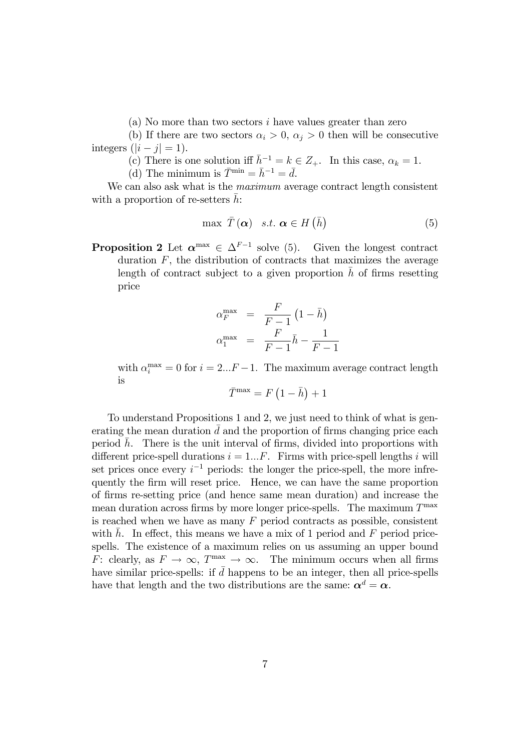(a) No more than two sectors $i$ have values greater than zero

(b) If there are two sectors $\alpha_i > 0$, $\alpha_j > 0$ then will be consecutive integers ($|i - j| = 1$).

(c) There is one solution iff $\bar{h}^{-1} = k \in Z_+$. In this case, $\alpha_k = 1$.

(d) The minimum is $\bar{T}^{\min} = \bar{h}^{-1} = \bar{d}$.

We can also ask what is the *maximum* average contract length consistent with a proportion of re-setters $\bar{h}$:

$$\max \ \bar{T}(\boldsymbol{\alpha}) \quad s.t. \ \boldsymbol{\alpha} \in H(\bar{h}) \tag{5}$$

**Proposition 2** Let $\boldsymbol{\alpha}^{\max} \in \Delta^{F-1}$ solve (5). Given the longest contract duration $F$, the distribution of contracts that maximizes the average length of contract subject to a given proportion $\bar{h}$ of firms resetting price

$$\alpha_F^{\max} = \frac{F}{F-1}\left(1 - \bar{h}\right)$$

$$\alpha_1^{\max} = \frac{F}{F-1}\bar{h} - \frac{1}{F-1}$$

with $\alpha_i^{\max} = 0$ for $i = 2...F-1$. The maximum average contract length is

$$\bar{T}^{\max} = F\left(1 - \bar{h}\right) + 1$$

To understand Propositions 1 and 2, we just need to think of what is generating the mean duration $\bar{d}$ and the proportion of firms changing price each period $\bar{h}$. There is the unit interval of firms, divided into proportions with different price-spell durations $i = 1...F$. Firms with price-spell lengths $i$ will set prices once every $i^{-1}$ periods: the longer the price-spell, the more infrequently the firm will reset price. Hence, we can have the same proportion of firms re-setting price (and hence same mean duration) and increase the mean duration across firms by more longer price-spells. The maximum $T^{\max}$ is reached when we have as many $F$ period contracts as possible, consistent with $\bar{h}$. In effect, this means we have a mix of 1 period and $F$ period price-spells. The existence of a maximum relies on us assuming an upper bound $F$: clearly, as $F \to \infty$, $T^{\max} \to \infty$. The minimum occurs when all firms have similar price-spells: if $\bar{d}$ happens to be an integer, then all price-spells have that length and the two distributions are the same: $\boldsymbol{\alpha}^d = \boldsymbol{\alpha}$.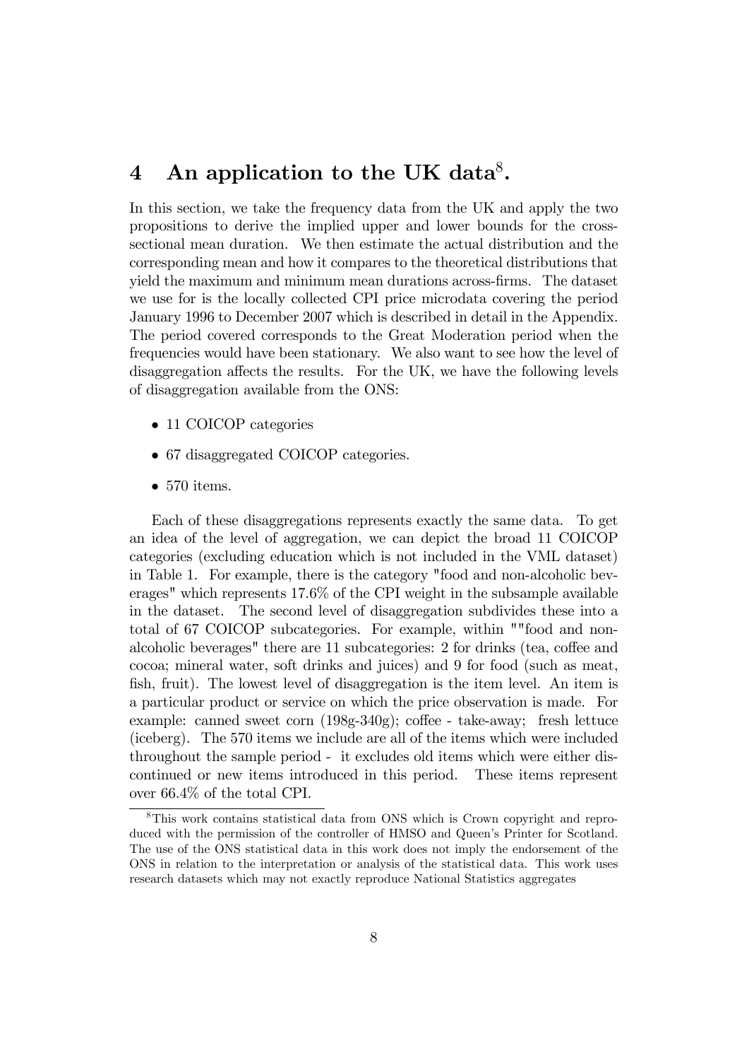# 4 An application to the UK data[8].

In this section, we take the frequency data from the UK and apply the two propositions to derive the implied upper and lower bounds for the cross-sectional mean duration. We then estimate the actual distribution and the corresponding mean and how it compares to the theoretical distributions that yield the maximum and minimum mean durations across-firms. The dataset we use for is the locally collected CPI price microdata covering the period January 1996 to December 2007 which is described in detail in the Appendix. The period covered corresponds to the Great Moderation period when the frequencies would have been stationary. We also want to see how the level of disaggregation affects the results. For the UK, we have the following levels of disaggregation available from the ONS:

- 11 COICOP categories
- 67 disaggregated COICOP categories.
- 570 items.

Each of these disaggregations represents exactly the same data. To get an idea of the level of aggregation, we can depict the broad 11 COICOP categories (excluding education which is not included in the VML dataset) in Table 1. For example, there is the category "food and non-alcoholic beverages" which represents 17.6% of the CPI weight in the subsample available in the dataset. The second level of disaggregation subdivides these into a total of 67 COICOP subcategories. For example, within ""food and non-alcoholic beverages" there are 11 subcategories: 2 for drinks (tea, coffee and cocoa; mineral water, soft drinks and juices) and 9 for food (such as meat, fish, fruit). The lowest level of disaggregation is the item level. An item is a particular product or service on which the price observation is made. For example: canned sweet corn (198g-340g); coffee - take-away; fresh lettuce (iceberg). The 570 items we include are all of the items which were included throughout the sample period - it excludes old items which were either discontinued or new items introduced in this period. These items represent over 66.4% of the total CPI.

[8] This work contains statistical data from ONS which is Crown copyright and reproduced with the permission of the controller of HMSO and Queen's Printer for Scotland. The use of the ONS statistical data in this work does not imply the endorsement of the ONS in relation to the interpretation or analysis of the statistical data. This work uses research datasets which may not exactly reproduce National Statistics aggregates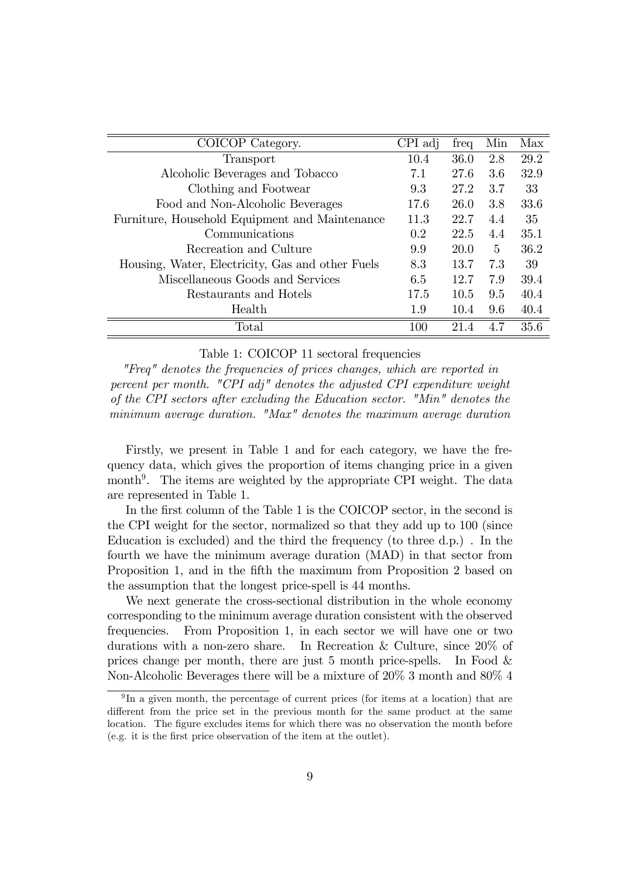| COICOP Category. | CPI adj | freq | Min | Max |
|---|---|---|---|---|
| Transport | 10.4 | 36.0 | 2.8 | 29.2 |
| Alcoholic Beverages and Tobacco | 7.1 | 27.6 | 3.6 | 32.9 |
| Clothing and Footwear | 9.3 | 27.2 | 3.7 | 33 |
| Food and Non-Alcoholic Beverages | 17.6 | 26.0 | 3.8 | 33.6 |
| Furniture, Household Equipment and Maintenance | 11.3 | 22.7 | 4.4 | 35 |
| Communications | 0.2 | 22.5 | 4.4 | 35.1 |
| Recreation and Culture | 9.9 | 20.0 | 5 | 36.2 |
| Housing, Water, Electricity, Gas and other Fuels | 8.3 | 13.7 | 7.3 | 39 |
| Miscellaneous Goods and Services | 6.5 | 12.7 | 7.9 | 39.4 |
| Restaurants and Hotels | 17.5 | 10.5 | 9.5 | 40.4 |
| Health | 1.9 | 10.4 | 9.6 | 40.4 |
| Total | 100 | 21.4 | 4.7 | 35.6 |

Table 1: COICOP 11 sectoral frequencies

*"Freq" denotes the frequencies of prices changes, which are reported in percent per month. "CPI adj" denotes the adjusted CPI expenditure weight of the CPI sectors after excluding the Education sector. "Min" denotes the minimum average duration. "Max" denotes the maximum average duration*

Firstly, we present in Table 1 and for each category, we have the frequency data, which gives the proportion of items changing price in a given month[9]. The items are weighted by the appropriate CPI weight. The data are represented in Table 1.

In the first column of the Table 1 is the COICOP sector, in the second is the CPI weight for the sector, normalized so that they add up to 100 (since Education is excluded) and the third the frequency (to three d.p.) . In the fourth we have the minimum average duration (MAD) in that sector from Proposition 1, and in the fifth the maximum from Proposition 2 based on the assumption that the longest price-spell is 44 months.

We next generate the cross-sectional distribution in the whole economy corresponding to the minimum average duration consistent with the observed frequencies. From Proposition 1, in each sector we will have one or two durations with a non-zero share. In Recreation & Culture, since 20% of prices change per month, there are just 5 month price-spells. In Food & Non-Alcoholic Beverages there will be a mixture of 20% 3 month and 80% 4

[9] In a given month, the percentage of current prices (for items at a location) that are different from the price set in the previous month for the same product at the same location. The figure excludes items for which there was no observation the month before (e.g. it is the first price observation of the item at the outlet).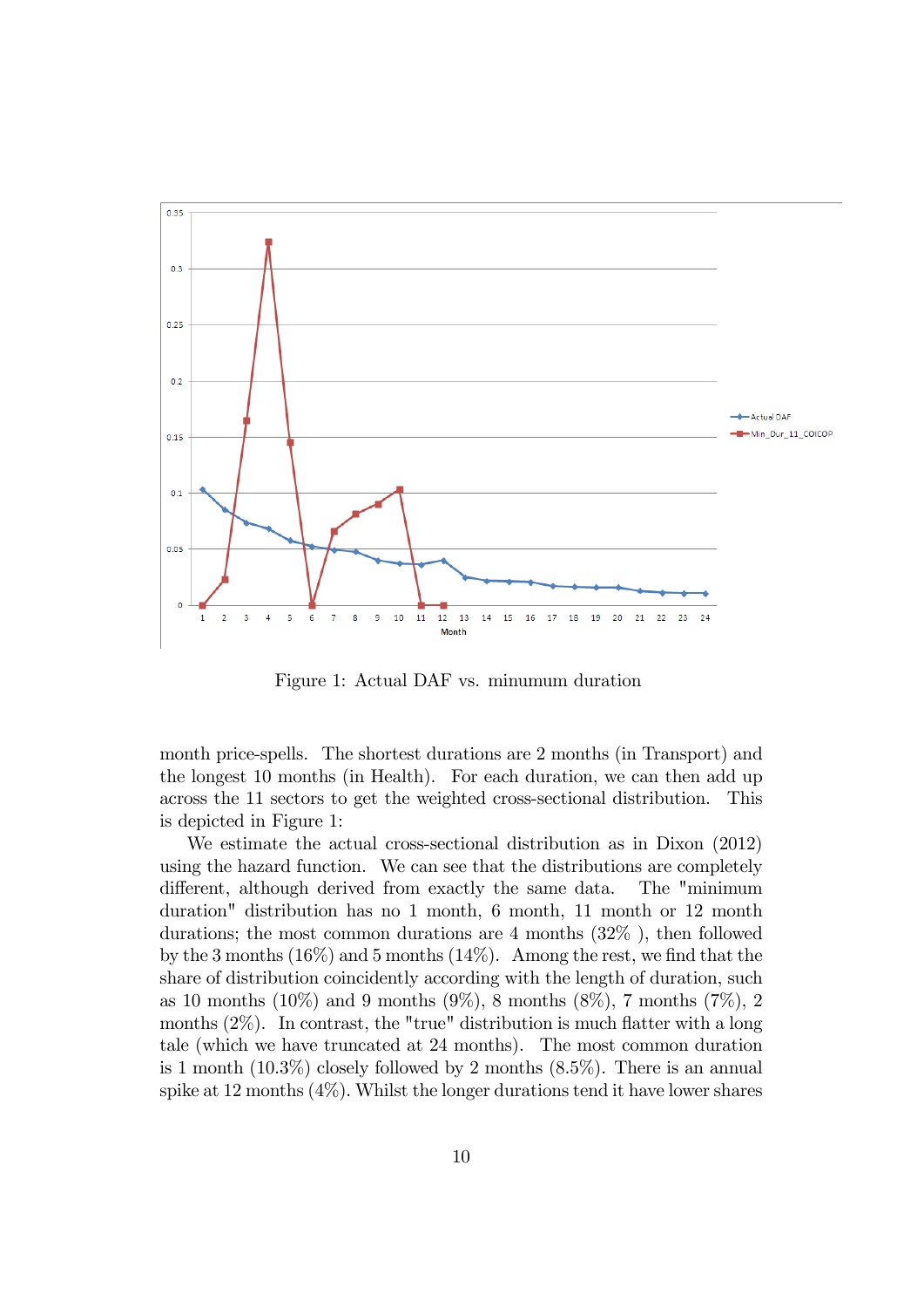Figure 1: Actual DAF vs. minumum duration

month price-spells. The shortest durations are 2 months (in Transport) and the longest 10 months (in Health). For each duration, we can then add up across the 11 sectors to get the weighted cross-sectional distribution. This is depicted in Figure 1:

We estimate the actual cross-sectional distribution as in Dixon (2012) using the hazard function. We can see that the distributions are completely different, although derived from exactly the same data. The "minimum duration" distribution has no 1 month, 6 month, 11 month or 12 month durations; the most common durations are 4 months (32% ), then followed by the 3 months (16%) and 5 months (14%). Among the rest, we find that the share of distribution coincidently according with the length of duration, such as 10 months (10%) and 9 months (9%), 8 months (8%), 7 months (7%), 2 months (2%). In contrast, the "true" distribution is much flatter with a long tale (which we have truncated at 24 months). The most common duration is 1 month (10.3%) closely followed by 2 months (8.5%). There is an annual spike at 12 months (4%). Whilst the longer durations tend it have lower shares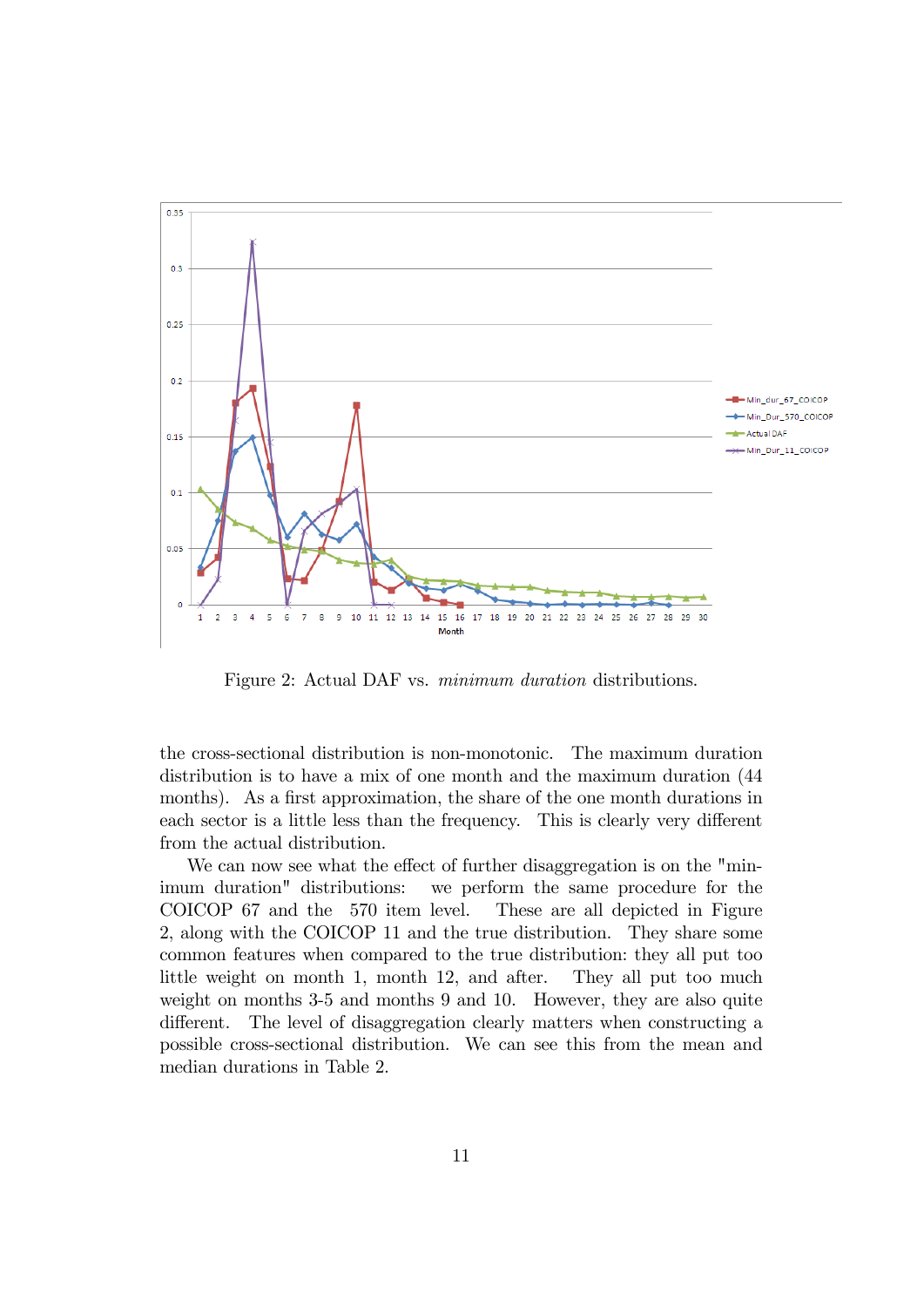Figure 2: Actual DAF vs. *minimum duration* distributions.

the cross-sectional distribution is non-monotonic. The maximum duration distribution is to have a mix of one month and the maximum duration (44 months). As a first approximation, the share of the one month durations in each sector is a little less than the frequency. This is clearly very different from the actual distribution.

We can now see what the effect of further disaggregation is on the "minimum duration" distributions: we perform the same procedure for the COICOP 67 and the 570 item level. These are all depicted in Figure 2, along with the COICOP 11 and the true distribution. They share some common features when compared to the true distribution: they all put too little weight on month 1, month 12, and after. They all put too much weight on months 3-5 and months 9 and 10. However, they are also quite different. The level of disaggregation clearly matters when constructing a possible cross-sectional distribution. We can see this from the mean and median durations in Table 2.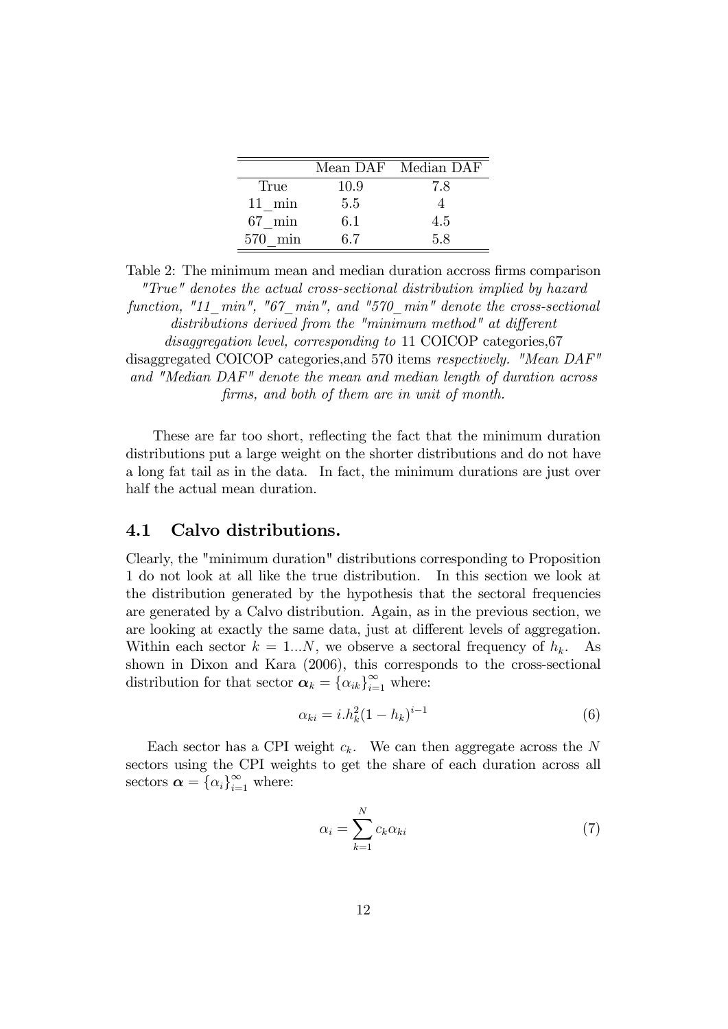|  | Mean DAF | Median DAF |
|---|---|---|
| True | 10.9 | 7.8 |
| 11_min | 5.5 | 4 |
| 67_min | 6.1 | 4.5 |
| 570_min | 6.7 | 5.8 |

Table 2: The minimum mean and median duration accross firms comparison *"True" denotes the actual cross-sectional distribution implied by hazard function, "11_min", "67_min", and "570_min" denote the cross-sectional distributions derived from the "minimum method" at different disaggregation level, corresponding to* 11 COICOP categories,67 disaggregated COICOP categories,and 570 items *respectively. "Mean DAF" and "Median DAF" denote the mean and median length of duration across firms, and both of them are in unit of month.*

These are far too short, reflecting the fact that the minimum duration distributions put a large weight on the shorter distributions and do not have a long fat tail as in the data. In fact, the minimum durations are just over half the actual mean duration.

## 4.1 Calvo distributions.

Clearly, the "minimum duration" distributions corresponding to Proposition 1 do not look at all like the true distribution. In this section we look at the distribution generated by the hypothesis that the sectoral frequencies are generated by a Calvo distribution. Again, as in the previous section, we are looking at exactly the same data, just at different levels of aggregation. Within each sector $k = 1...N$, we observe a sectoral frequency of $h_k$. As shown in Dixon and Kara (2006), this corresponds to the cross-sectional distribution for that sector $\boldsymbol{\alpha}_k = \{\alpha_{ik}\}_{i=1}^{\infty}$ where:

$$\alpha_{ki} = i.h_k^2(1 - h_k)^{i-1} \tag{6}$$

Each sector has a CPI weight $c_k$. We can then aggregate across the $N$ sectors using the CPI weights to get the share of each duration across all sectors $\boldsymbol{\alpha} = \{\alpha_i\}_{i=1}^{\infty}$ where:

$$\alpha_i = \sum_{k=1}^{N} c_k \alpha_{ki} \tag{7}$$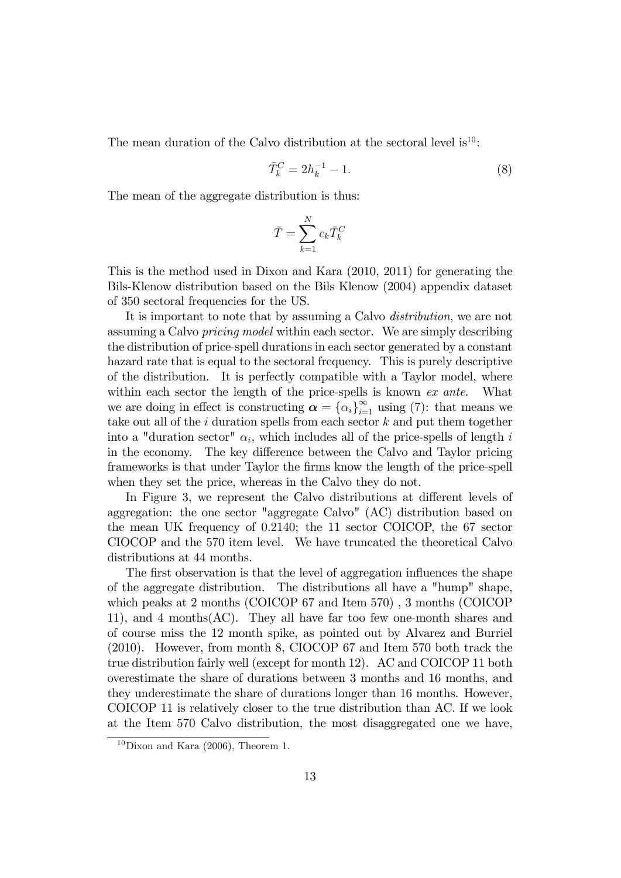The mean duration of the Calvo distribution at the sectoral level is[10]:

$$\bar{T}_k^C = 2h_k^{-1} - 1. \tag{8}$$

The mean of the aggregate distribution is thus:

$$\bar{T} = \sum_{k=1}^{N} c_k \bar{T}_k^C$$

This is the method used in Dixon and Kara (2010, 2011) for generating the Bils-Klenow distribution based on the Bils Klenow (2004) appendix dataset of 350 sectoral frequencies for the US.

It is important to note that by assuming a Calvo *distribution*, we are not assuming a Calvo *pricing model* within each sector. We are simply describing the distribution of price-spell durations in each sector generated by a constant hazard rate that is equal to the sectoral frequency. This is purely descriptive of the distribution. It is perfectly compatible with a Taylor model, where within each sector the length of the price-spells is known *ex ante*. What we are doing in effect is constructing $\boldsymbol{\alpha} = \{\alpha_i\}_{i=1}^{\infty}$ using (7): that means we take out all of the $i$ duration spells from each sector $k$ and put them together into a "duration sector" $\alpha_i$, which includes all of the price-spells of length $i$ in the economy. The key difference between the Calvo and Taylor pricing frameworks is that under Taylor the firms know the length of the price-spell when they set the price, whereas in the Calvo they do not.

In Figure 3, we represent the Calvo distributions at different levels of aggregation: the one sector "aggregate Calvo" (AC) distribution based on the mean UK frequency of 0.2140; the 11 sector COICOP, the 67 sector CIOCOP and the 570 item level. We have truncated the theoretical Calvo distributions at 44 months.

The first observation is that the level of aggregation influences the shape of the aggregate distribution. The distributions all have a "hump" shape, which peaks at 2 months (COICOP 67 and Item 570) , 3 months (COICOP 11), and 4 months(AC). They all have far too few one-month shares and of course miss the 12 month spike, as pointed out by Alvarez and Burriel (2010). However, from month 8, CIOCOP 67 and Item 570 both track the true distribution fairly well (except for month 12). AC and COICOP 11 both overestimate the share of durations between 3 months and 16 months, and they underestimate the share of durations longer than 16 months. However, COICOP 11 is relatively closer to the true distribution than AC. If we look at the Item 570 Calvo distribution, the most disaggregated one we have,

[10] Dixon and Kara (2006), Theorem 1.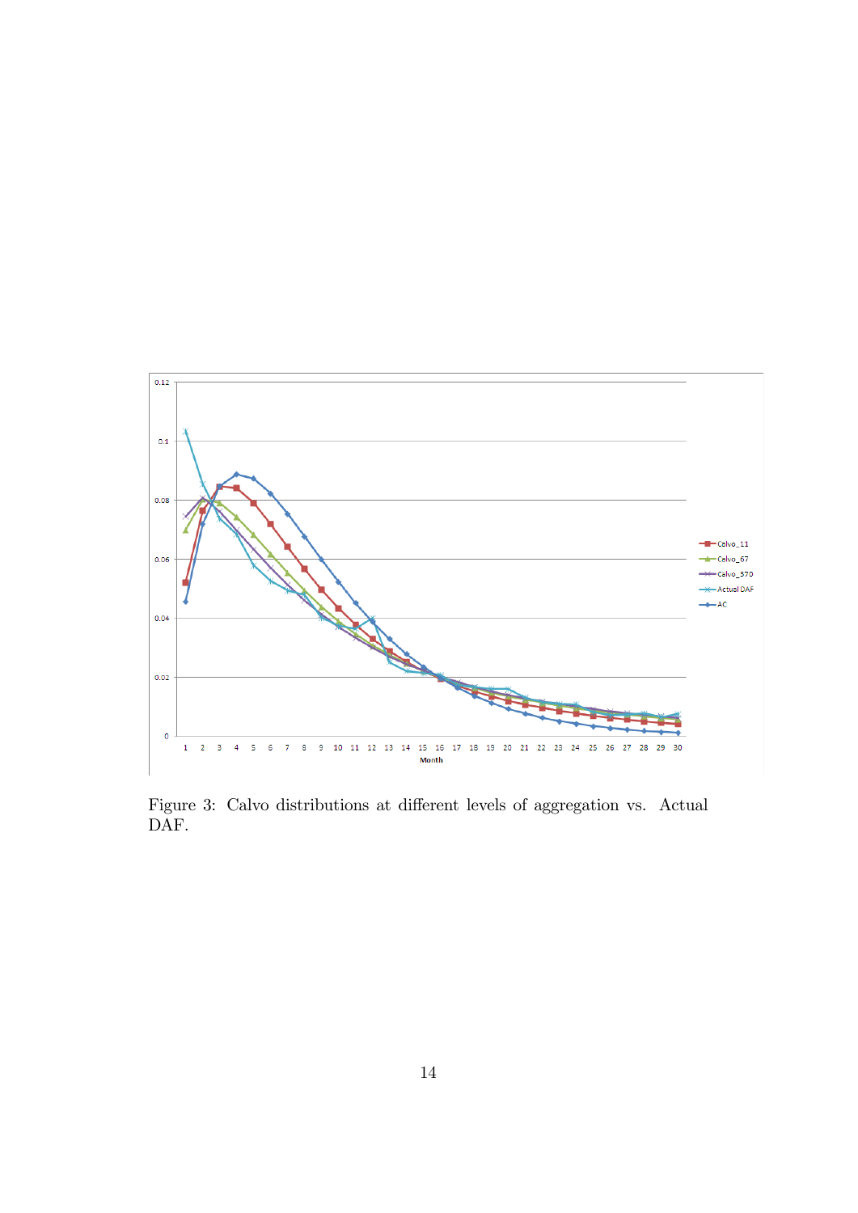Figure 3: Calvo distributions at different levels of aggregation vs. Actual DAF.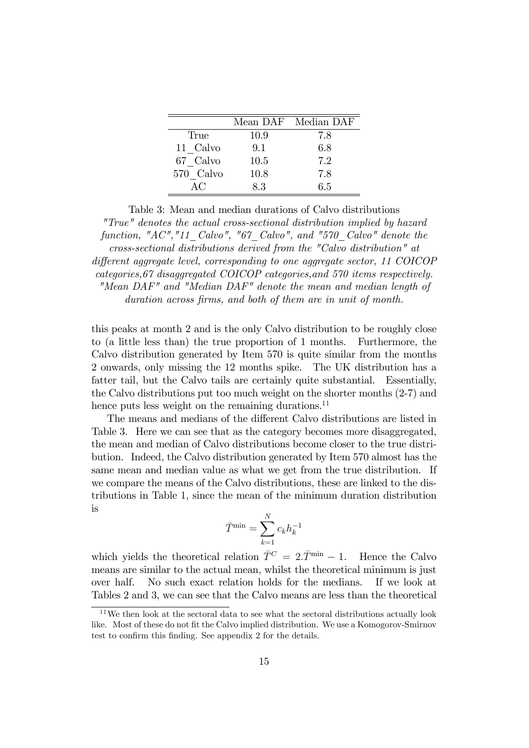|  | Mean DAF | Median DAF |
|---|---|---|
| True | 10.9 | 7.8 |
| 11_Calvo | 9.1 | 6.8 |
| 67_Calvo | 10.5 | 7.2 |
| 570_Calvo | 10.8 | 7.8 |
| AC | 8.3 | 6.5 |

Table 3: Mean and median durations of Calvo distributions
*"True" denotes the actual cross-sectional distribution implied by hazard function, "AC","11_Calvo", "67_Calvo", and "570_Calvo" denote the cross-sectional distributions derived from the "Calvo distribution" at different aggregate level, corresponding to one aggregate sector, 11 COICOP categories,67 disaggregated COICOP categories,and 570 items respectively. "Mean DAF" and "Median DAF" denote the mean and median length of duration across firms, and both of them are in unit of month.*

this peaks at month 2 and is the only Calvo distribution to be roughly close to (a little less than) the true proportion of 1 months. Furthermore, the Calvo distribution generated by Item 570 is quite similar from the months 2 onwards, only missing the 12 months spike. The UK distribution has a fatter tail, but the Calvo tails are certainly quite substantial. Essentially, the Calvo distributions put too much weight on the shorter months (2-7) and hence puts less weight on the remaining durations.[11]

The means and medians of the different Calvo distributions are listed in Table 3. Here we can see that as the category becomes more disaggregated, the mean and median of Calvo distributions become closer to the true distribution. Indeed, the Calvo distribution generated by Item 570 almost has the same mean and median value as what we get from the true distribution. If we compare the means of the Calvo distributions, these are linked to the distributions in Table 1, since the mean of the minimum duration distribution is

$$\bar{T}^{\min} = \sum_{k=1}^{N} c_k h_k^{-1}$$

which yields the theoretical relation $\bar{T}^C = 2.\bar{T}^{\min} - 1$. Hence the Calvo means are similar to the actual mean, whilst the theoretical minimum is just over half. No such exact relation holds for the medians. If we look at Tables 2 and 3, we can see that the Calvo means are less than the theoretical

[11] We then look at the sectoral data to see what the sectoral distributions actually look like. Most of these do not fit the Calvo implied distribution. We use a Komogorov-Smirnov test to confirm this finding. See appendix 2 for the details.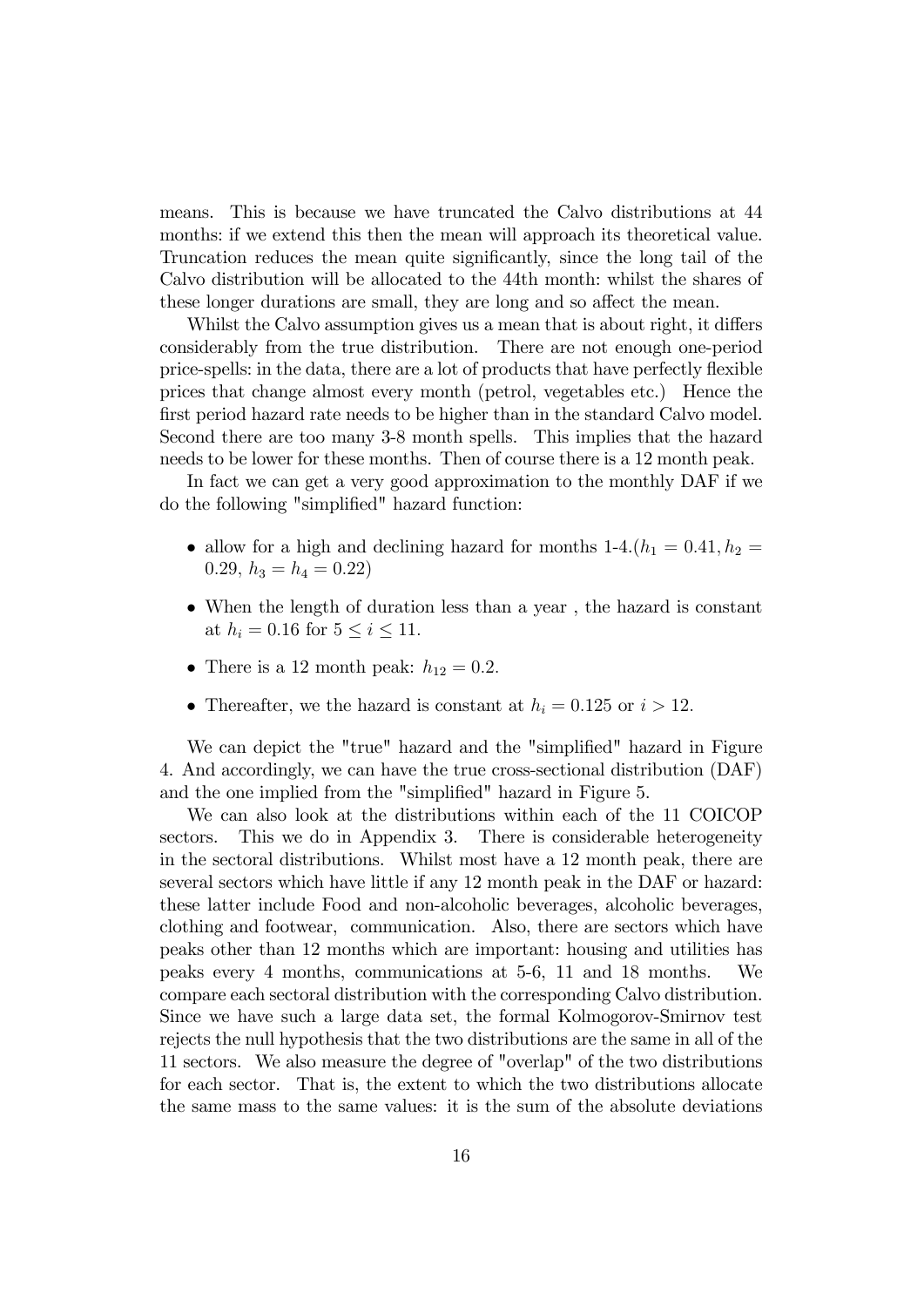means. This is because we have truncated the Calvo distributions at 44 months: if we extend this then the mean will approach its theoretical value. Truncation reduces the mean quite significantly, since the long tail of the Calvo distribution will be allocated to the 44th month: whilst the shares of these longer durations are small, they are long and so affect the mean.

Whilst the Calvo assumption gives us a mean that is about right, it differs considerably from the true distribution. There are not enough one-period price-spells: in the data, there are a lot of products that have perfectly flexible prices that change almost every month (petrol, vegetables etc.) Hence the first period hazard rate needs to be higher than in the standard Calvo model. Second there are too many 3-8 month spells. This implies that the hazard needs to be lower for these months. Then of course there is a 12 month peak.

In fact we can get a very good approximation to the monthly DAF if we do the following "simplified" hazard function:

- allow for a high and declining hazard for months 1-4.($h_1 = 0.41, h_2 = 0.29$, $h_3 = h_4 = 0.22$)
- When the length of duration less than a year , the hazard is constant at $h_i = 0.16$ for $5 \leq i \leq 11$.
- There is a 12 month peak: $h_{12} = 0.2$.
- Thereafter, we the hazard is constant at $h_i = 0.125$ or $i > 12$.

We can depict the "true" hazard and the "simplified" hazard in Figure 4. And accordingly, we can have the true cross-sectional distribution (DAF) and the one implied from the "simplified" hazard in Figure 5.

We can also look at the distributions within each of the 11 COICOP sectors. This we do in Appendix 3. There is considerable heterogeneity in the sectoral distributions. Whilst most have a 12 month peak, there are several sectors which have little if any 12 month peak in the DAF or hazard: these latter include Food and non-alcoholic beverages, alcoholic beverages, clothing and footwear, communication. Also, there are sectors which have peaks other than 12 months which are important: housing and utilities has peaks every 4 months, communications at 5-6, 11 and 18 months. We compare each sectoral distribution with the corresponding Calvo distribution. Since we have such a large data set, the formal Kolmogorov-Smirnov test rejects the null hypothesis that the two distributions are the same in all of the 11 sectors. We also measure the degree of "overlap" of the two distributions for each sector. That is, the extent to which the two distributions allocate the same mass to the same values: it is the sum of the absolute deviations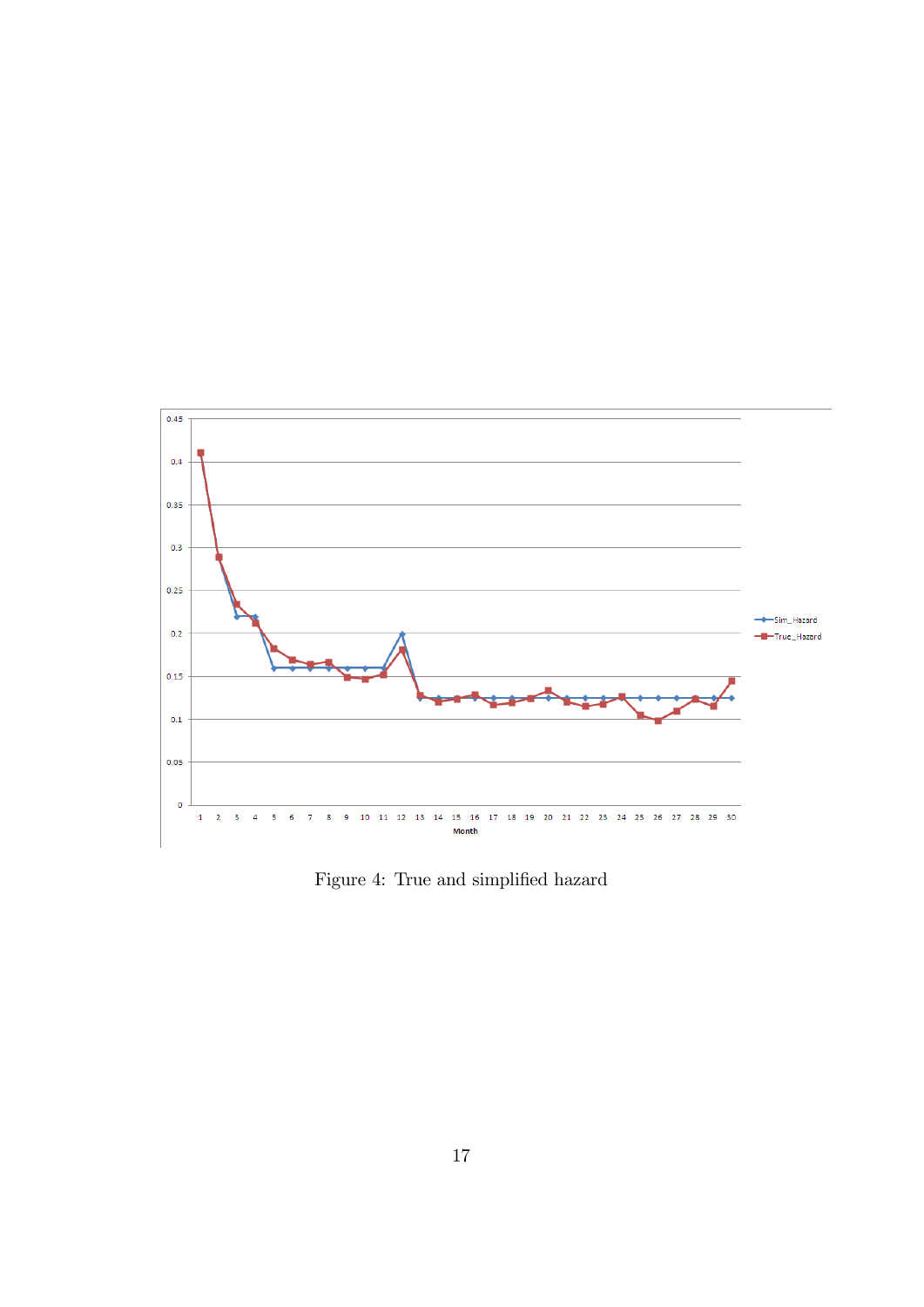Figure 4: True and simplified hazard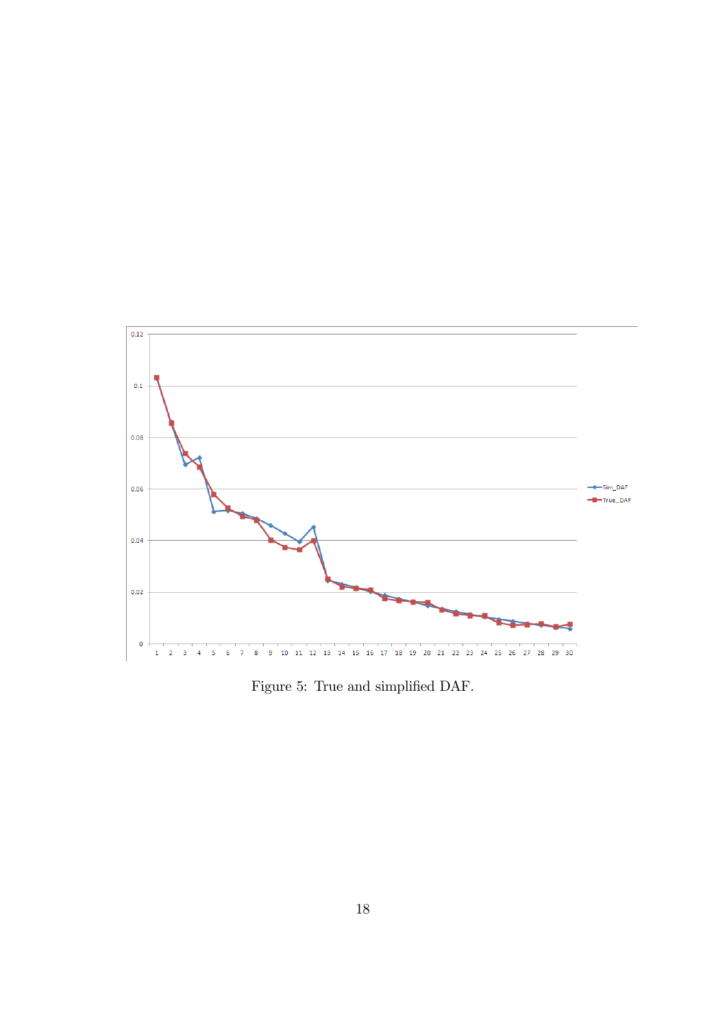Figure 5: True and simplified DAF.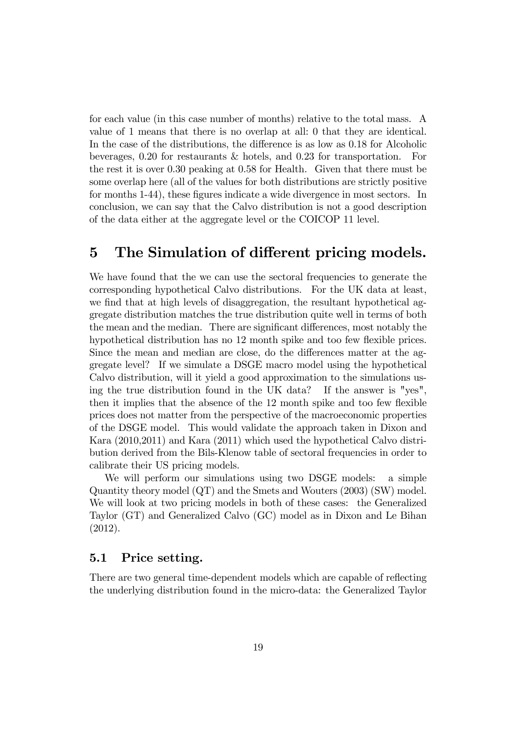for each value (in this case number of months) relative to the total mass. A value of 1 means that there is no overlap at all: 0 that they are identical. In the case of the distributions, the difference is as low as 0.18 for Alcoholic beverages, 0.20 for restaurants & hotels, and 0.23 for transportation. For the rest it is over 0.30 peaking at 0.58 for Health. Given that there must be some overlap here (all of the values for both distributions are strictly positive for months 1-44), these figures indicate a wide divergence in most sectors. In conclusion, we can say that the Calvo distribution is not a good description of the data either at the aggregate level or the COICOP 11 level.

# 5 The Simulation of different pricing models.

We have found that the we can use the sectoral frequencies to generate the corresponding hypothetical Calvo distributions. For the UK data at least, we find that at high levels of disaggregation, the resultant hypothetical aggregate distribution matches the true distribution quite well in terms of both the mean and the median. There are significant differences, most notably the hypothetical distribution has no 12 month spike and too few flexible prices. Since the mean and median are close, do the differences matter at the aggregate level? If we simulate a DSGE macro model using the hypothetical Calvo distribution, will it yield a good approximation to the simulations using the true distribution found in the UK data? If the answer is "yes", then it implies that the absence of the 12 month spike and too few flexible prices does not matter from the perspective of the macroeconomic properties of the DSGE model. This would validate the approach taken in Dixon and Kara (2010,2011) and Kara (2011) which used the hypothetical Calvo distribution derived from the Bils-Klenow table of sectoral frequencies in order to calibrate their US pricing models.

We will perform our simulations using two DSGE models: a simple Quantity theory model (QT) and the Smets and Wouters (2003) (SW) model. We will look at two pricing models in both of these cases: the Generalized Taylor (GT) and Generalized Calvo (GC) model as in Dixon and Le Bihan (2012).

## 5.1 Price setting.

There are two general time-dependent models which are capable of reflecting the underlying distribution found in the micro-data: the Generalized Taylor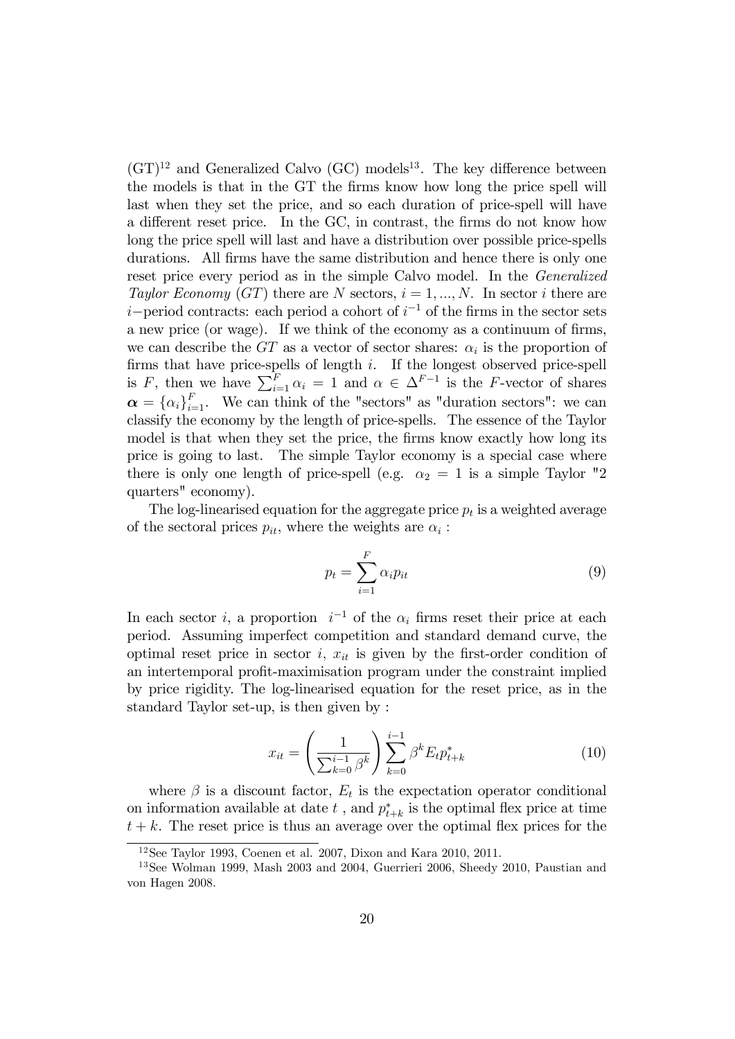(GT)[12] and Generalized Calvo (GC) models[13]. The key difference between the models is that in the GT the firms know how long the price spell will last when they set the price, and so each duration of price-spell will have a different reset price. In the GC, in contrast, the firms do not know how long the price spell will last and have a distribution over possible price-spells durations. All firms have the same distribution and hence there is only one reset price every period as in the simple Calvo model. In the *Generalized Taylor Economy* (*GT*) there are $N$ sectors, $i = 1, ..., N$. In sector $i$ there are $i-$period contracts: each period a cohort of $i^{-1}$ of the firms in the sector sets a new price (or wage). If we think of the economy as a continuum of firms, we can describe the $GT$ as a vector of sector shares: $\alpha_i$ is the proportion of firms that have price-spells of length $i$. If the longest observed price-spell is $F$, then we have $\sum_{i=1}^{F} \alpha_i = 1$ and $\alpha \in \Delta^{F-1}$ is the $F$-vector of shares $\boldsymbol{\alpha} = \{\alpha_i\}_{i=1}^{F}$. We can think of the "sectors" as "duration sectors": we can classify the economy by the length of price-spells. The essence of the Taylor model is that when they set the price, the firms know exactly how long its price is going to last. The simple Taylor economy is a special case where there is only one length of price-spell (e.g. $\alpha_2 = 1$ is a simple Taylor "2 quarters" economy).

The log-linearised equation for the aggregate price $p_t$ is a weighted average of the sectoral prices $p_{it}$, where the weights are $\alpha_i$ :

$$p_t = \sum_{i=1}^{F} \alpha_i p_{it} \tag{9}$$

In each sector $i$, a proportion $i^{-1}$ of the $\alpha_i$ firms reset their price at each period. Assuming imperfect competition and standard demand curve, the optimal reset price in sector $i$, $x_{it}$ is given by the first-order condition of an intertemporal profit-maximisation program under the constraint implied by price rigidity. The log-linearised equation for the reset price, as in the standard Taylor set-up, is then given by :

$$x_{it} = \left( \frac{1}{\sum_{k=0}^{i-1} \beta^k} \right) \sum_{k=0}^{i-1} \beta^k E_t p^*_{t+k} \tag{10}$$

where $\beta$ is a discount factor, $E_t$ is the expectation operator conditional on information available at date $t$ , and $p^*_{t+k}$ is the optimal flex price at time $t + k$. The reset price is thus an average over the optimal flex prices for the

[12] See Taylor 1993, Coenen et al. 2007, Dixon and Kara 2010, 2011.

[13] See Wolman 1999, Mash 2003 and 2004, Guerrieri 2006, Sheedy 2010, Paustian and von Hagen 2008.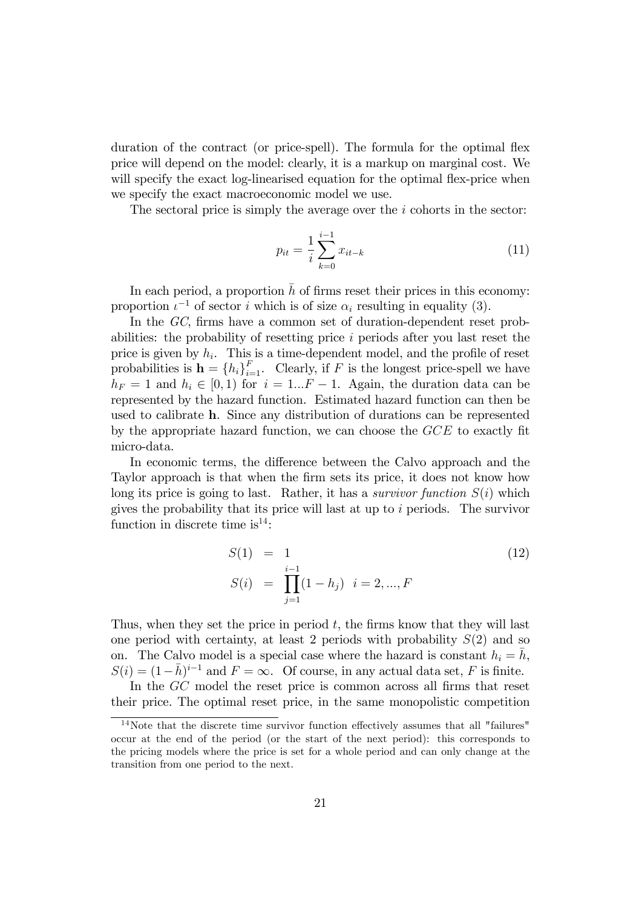duration of the contract (or price-spell). The formula for the optimal flex price will depend on the model: clearly, it is a markup on marginal cost. We will specify the exact log-linearised equation for the optimal flex-price when we specify the exact macroeconomic model we use.

The sectoral price is simply the average over the $i$ cohorts in the sector:

$$p_{it} = \frac{1}{i} \sum_{k=0}^{i-1} x_{it-k} \tag{11}$$

In each period, a proportion $\bar{h}$ of firms reset their prices in this economy: proportion $\iota^{-1}$ of sector $i$ which is of size $\alpha_i$ resulting in equality (3).

In the *GC*, firms have a common set of duration-dependent reset probabilities: the probability of resetting price $i$ periods after you last reset the price is given by $h_i$. This is a time-dependent model, and the profile of reset probabilities is $\mathbf{h} = \{h_i\}_{i=1}^{F}$. Clearly, if $F$ is the longest price-spell we have $h_F = 1$ and $h_i \in [0, 1)$ for $i = 1...F - 1$. Again, the duration data can be represented by the hazard function. Estimated hazard function can then be used to calibrate $\mathbf{h}$. Since any distribution of durations can be represented by the appropriate hazard function, we can choose the *GCE* to exactly fit micro-data.

In economic terms, the difference between the Calvo approach and the Taylor approach is that when the firm sets its price, it does not know how long its price is going to last. Rather, it has a *survivor function* $S(i)$ which gives the probability that its price will last at up to $i$ periods. The survivor function in discrete time is[14]:

$$\begin{aligned} S(1) &= 1 \\ S(i) &= \prod_{j=1}^{i-1} (1 - h_j) \quad i = 2, ..., F \end{aligned} \tag{12}$$

Thus, when they set the price in period $t$, the firms know that they will last one period with certainty, at least 2 periods with probability $S(2)$ and so on. The Calvo model is a special case where the hazard is constant $h_i = \bar{h}$, $S(i) = (1 - \bar{h})^{i-1}$ and $F = \infty$. Of course, in any actual data set, $F$ is finite.

In the *GC* model the reset price is common across all firms that reset their price. The optimal reset price, in the same monopolistic competition

[14] Note that the discrete time survivor function effectively assumes that all "failures" occur at the end of the period (or the start of the next period): this corresponds to the pricing models where the price is set for a whole period and can only change at the transition from one period to the next.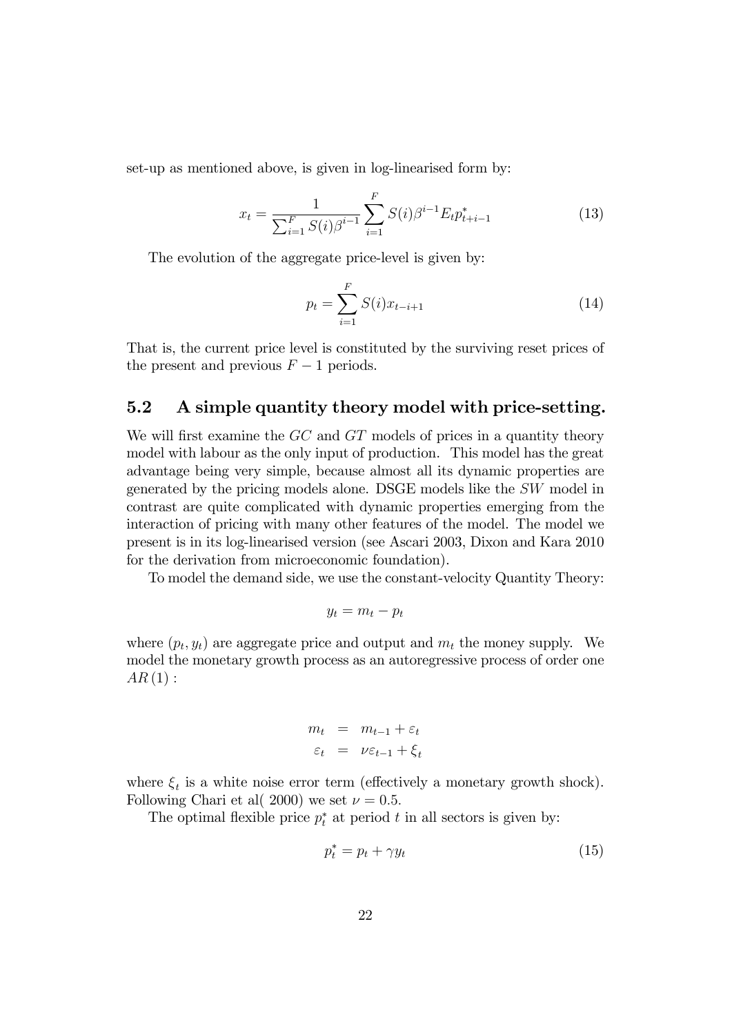set-up as mentioned above, is given in log-linearised form by:

$$x_t = \frac{1}{\sum_{i=1}^{F} S(i)\beta^{i-1}} \sum_{i=1}^{F} S(i)\beta^{i-1} E_t p^*_{t+i-1} \tag{13}$$

The evolution of the aggregate price-level is given by:

$$p_t = \sum_{i=1}^{F} S(i) x_{t-i+1} \tag{14}$$

That is, the current price level is constituted by the surviving reset prices of the present and previous $F-1$ periods.

## 5.2 A simple quantity theory model with price-setting.

We will first examine the $GC$ and $GT$ models of prices in a quantity theory model with labour as the only input of production. This model has the great advantage being very simple, because almost all its dynamic properties are generated by the pricing models alone. DSGE models like the $SW$ model in contrast are quite complicated with dynamic properties emerging from the interaction of pricing with many other features of the model. The model we present is in its log-linearised version (see Ascari 2003, Dixon and Kara 2010 for the derivation from microeconomic foundation).

To model the demand side, we use the constant-velocity Quantity Theory:

$$y_t = m_t - p_t$$

where $(p_t, y_t)$ are aggregate price and output and $m_t$ the money supply. We model the monetary growth process as an autoregressive process of order one $AR(1)$ :

$$\begin{aligned} m_t &= m_{t-1} + \varepsilon_t \\ \varepsilon_t &= \nu \varepsilon_{t-1} + \xi_t \end{aligned}$$

where $\xi_t$ is a white noise error term (effectively a monetary growth shock). Following Chari et al( 2000) we set $\nu = 0.5$.

The optimal flexible price $p^*_t$ at period $t$ in all sectors is given by:

$$p^*_t = p_t + \gamma y_t \tag{15}$$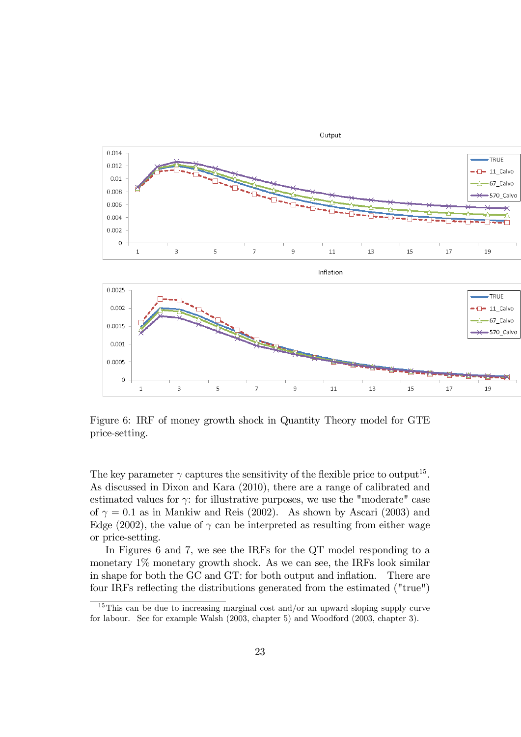Figure 6: IRF of money growth shock in Quantity Theory model for GTE price-setting.

The key parameter $\gamma$ captures the sensitivity of the flexible price to output[15]. As discussed in Dixon and Kara (2010), there are a range of calibrated and estimated values for $\gamma$: for illustrative purposes, we use the "moderate" case of $\gamma = 0.1$ as in Mankiw and Reis (2002). As shown by Ascari (2003) and Edge (2002), the value of $\gamma$ can be interpreted as resulting from either wage or price-setting.

In Figures 6 and 7, we see the IRFs for the QT model responding to a monetary 1% monetary growth shock. As we can see, the IRFs look similar in shape for both the GC and GT: for both output and inflation. There are four IRFs reflecting the distributions generated from the estimated ("true")

[15] This can be due to increasing marginal cost and/or an upward sloping supply curve for labour. See for example Walsh (2003, chapter 5) and Woodford (2003, chapter 3).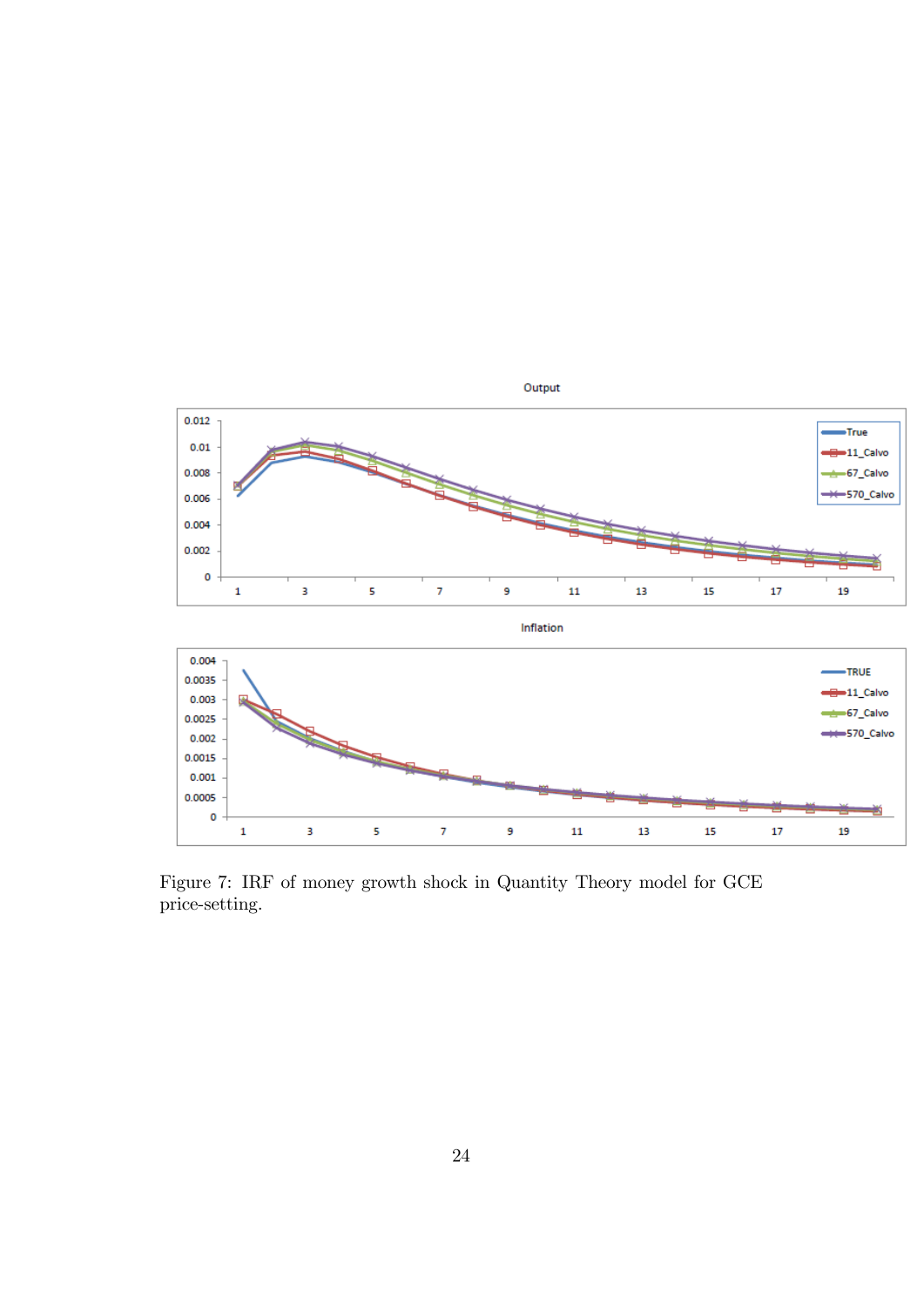Figure 7: IRF of money growth shock in Quantity Theory model for GCE price-setting.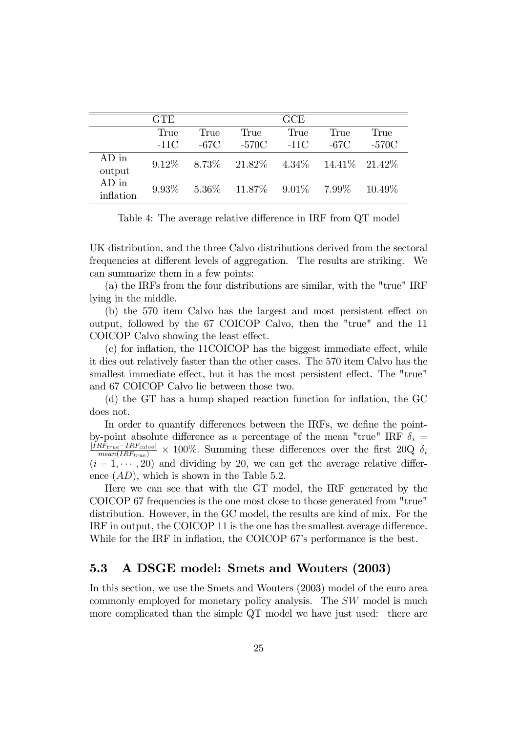| | GTE | | | GCE | | |
|---|---|---|---|---|---|---|
| | True -11C | True -67C | True -570C | True -11C | True -67C | True -570C |
| AD in output | 9.12% | 8.73% | 21.82% | 4.34% | 14.41% | 21.42% |
| AD in inflation | 9.93% | 5.36% | 11.87% | 9.01% | 7.99% | 10.49% |

Table 4: The average relative difference in IRF from QT model

UK distribution, and the three Calvo distributions derived from the sectoral frequencies at different levels of aggregation. The results are striking. We can summarize them in a few points:

(a) the IRFs from the four distributions are similar, with the "true" IRF lying in the middle.

(b) the 570 item Calvo has the largest and most persistent effect on output, followed by the 67 COICOP Calvo, then the "true" and the 11 COICOP Calvo showing the least effect.

(c) for inflation, the 11COICOP has the biggest immediate effect, while it dies out relatively faster than the other cases. The 570 item Calvo has the smallest immediate effect, but it has the most persistent effect. The "true" and 67 COICOP Calvo lie between those two.

(d) the GT has a hump shaped reaction function for inflation, the GC does not.

In order to quantify differences between the IRFs, we define the point-by-point absolute difference as a percentage of the mean "true" IRF $\delta_i = \frac{|IRF_{true} - IRF_{calvo}|}{mean(IRF_{true})} \times 100\%$. Summing these differences over the first 20Q $\delta_i$ $(i = 1, \cdots, 20)$ and dividing by 20, we can get the average relative difference ($AD$), which is shown in the Table 5.2.

Here we can see that with the GT model, the IRF generated by the COICOP 67 frequencies is the one most close to those generated from "true" distribution. However, in the GC model, the results are kind of mix. For the IRF in output, the COICOP 11 is the one has the smallest average difference. While for the IRF in inflation, the COICOP 67's performance is the best.

## 5.3 A DSGE model: Smets and Wouters (2003)

In this section, we use the Smets and Wouters (2003) model of the euro area commonly employed for monetary policy analysis. The *SW* model is much more complicated than the simple QT model we have just used: there are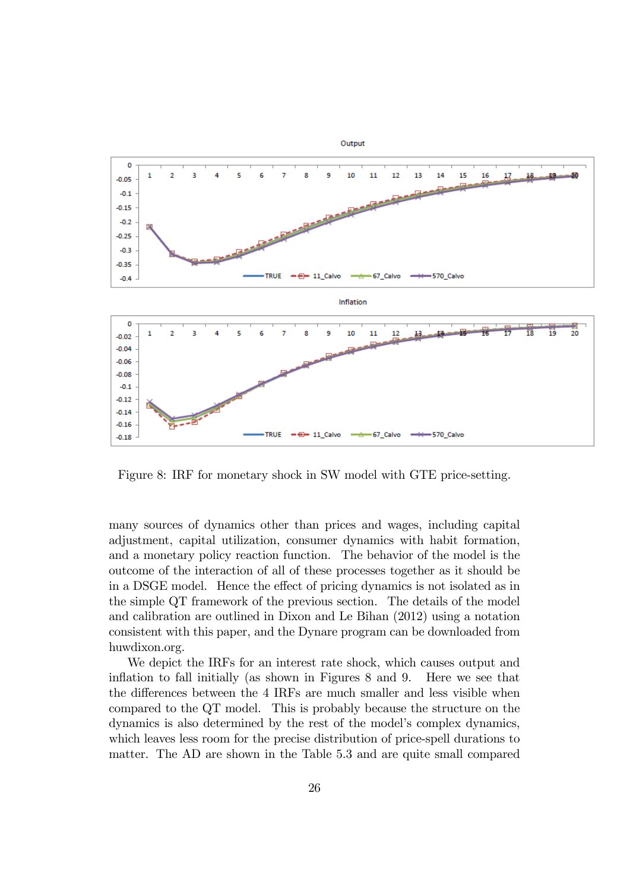Figure 8: IRF for monetary shock in SW model with GTE price-setting.

many sources of dynamics other than prices and wages, including capital adjustment, capital utilization, consumer dynamics with habit formation, and a monetary policy reaction function. The behavior of the model is the outcome of the interaction of all of these processes together as it should be in a DSGE model. Hence the effect of pricing dynamics is not isolated as in the simple QT framework of the previous section. The details of the model and calibration are outlined in Dixon and Le Bihan (2012) using a notation consistent with this paper, and the Dynare program can be downloaded from huwdixon.org.

We depict the IRFs for an interest rate shock, which causes output and inflation to fall initially (as shown in Figures 8 and 9. Here we see that the differences between the 4 IRFs are much smaller and less visible when compared to the QT model. This is probably because the structure on the dynamics is also determined by the rest of the model's complex dynamics, which leaves less room for the precise distribution of price-spell durations to matter. The AD are shown in the Table 5.3 and are quite small compared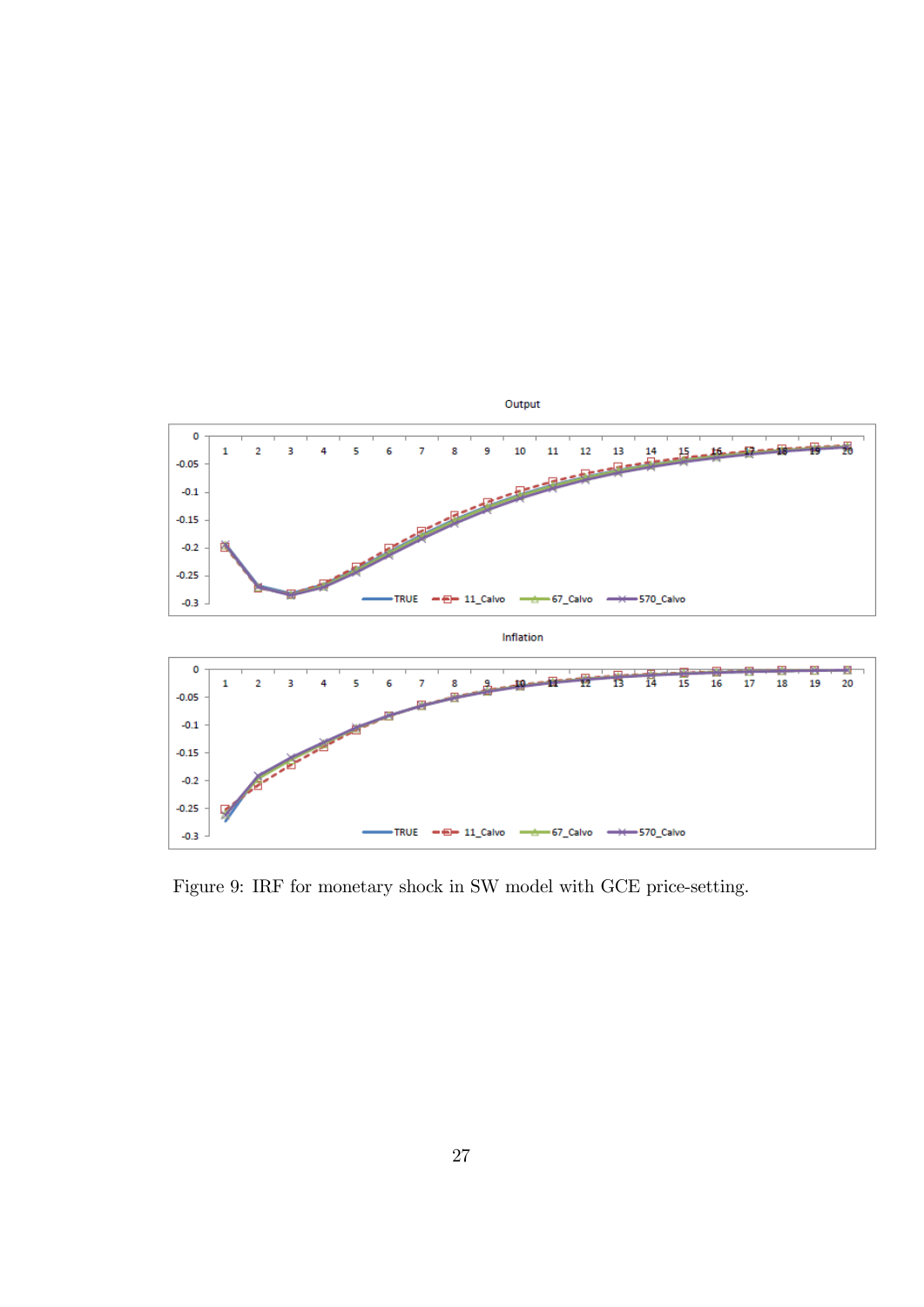Figure 9: IRF for monetary shock in SW model with GCE price-setting.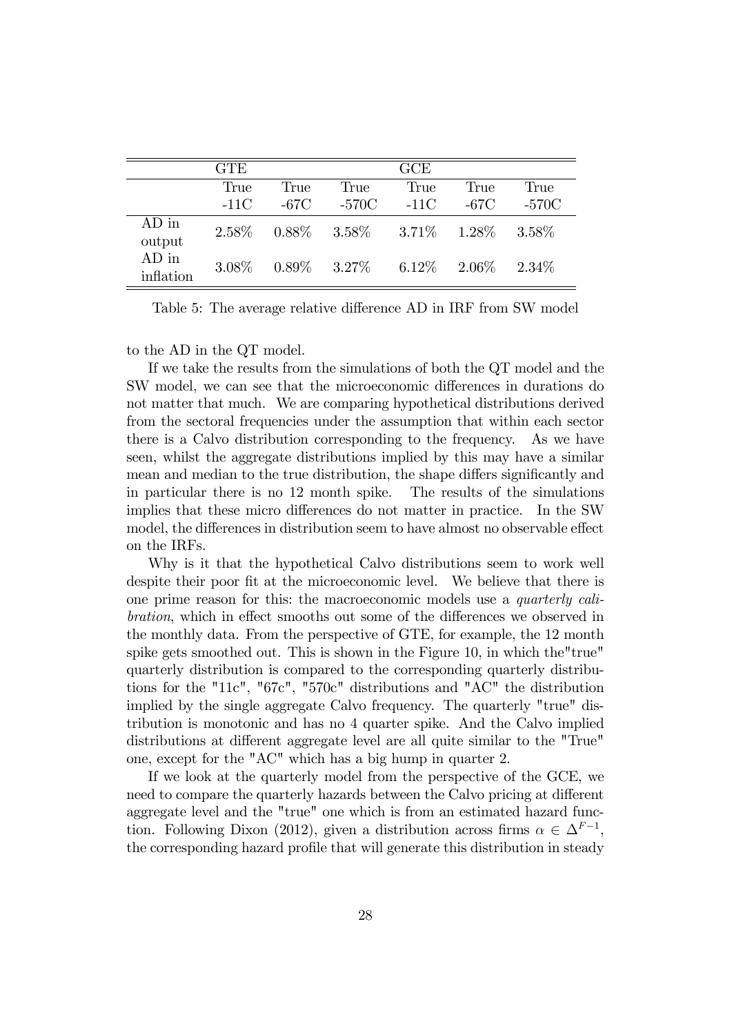| | GTE | | | GCE | | |
|---|---|---|---|---|---|---|
| | True -11C | True -67C | True -570C | True -11C | True -67C | True -570C |
| AD in output | 2.58% | 0.88% | 3.58% | 3.71% | 1.28% | 3.58% |
| AD in inflation | 3.08% | 0.89% | 3.27% | 6.12% | 2.06% | 2.34% |

Table 5: The average relative difference AD in IRF from SW model

to the AD in the QT model.

If we take the results from the simulations of both the QT model and the SW model, we can see that the microeconomic differences in durations do not matter that much. We are comparing hypothetical distributions derived from the sectoral frequencies under the assumption that within each sector there is a Calvo distribution corresponding to the frequency. As we have seen, whilst the aggregate distributions implied by this may have a similar mean and median to the true distribution, the shape differs significantly and in particular there is no 12 month spike. The results of the simulations implies that these micro differences do not matter in practice. In the SW model, the differences in distribution seem to have almost no observable effect on the IRFs.

Why is it that the hypothetical Calvo distributions seem to work well despite their poor fit at the microeconomic level. We believe that there is one prime reason for this: the macroeconomic models use a *quarterly calibration*, which in effect smooths out some of the differences we observed in the monthly data. From the perspective of GTE, for example, the 12 month spike gets smoothed out. This is shown in the Figure 10, in which the"true" quarterly distribution is compared to the corresponding quarterly distributions for the "11c", "67c", "570c" distributions and "AC" the distribution implied by the single aggregate Calvo frequency. The quarterly "true" distribution is monotonic and has no 4 quarter spike. And the Calvo implied distributions at different aggregate level are all quite similar to the "True" one, except for the "AC" which has a big hump in quarter 2.

If we look at the quarterly model from the perspective of the GCE, we need to compare the quarterly hazards between the Calvo pricing at different aggregate level and the "true" one which is from an estimated hazard function. Following Dixon (2012), given a distribution across firms $\alpha \in \Delta^{F-1}$, the corresponding hazard profile that will generate this distribution in steady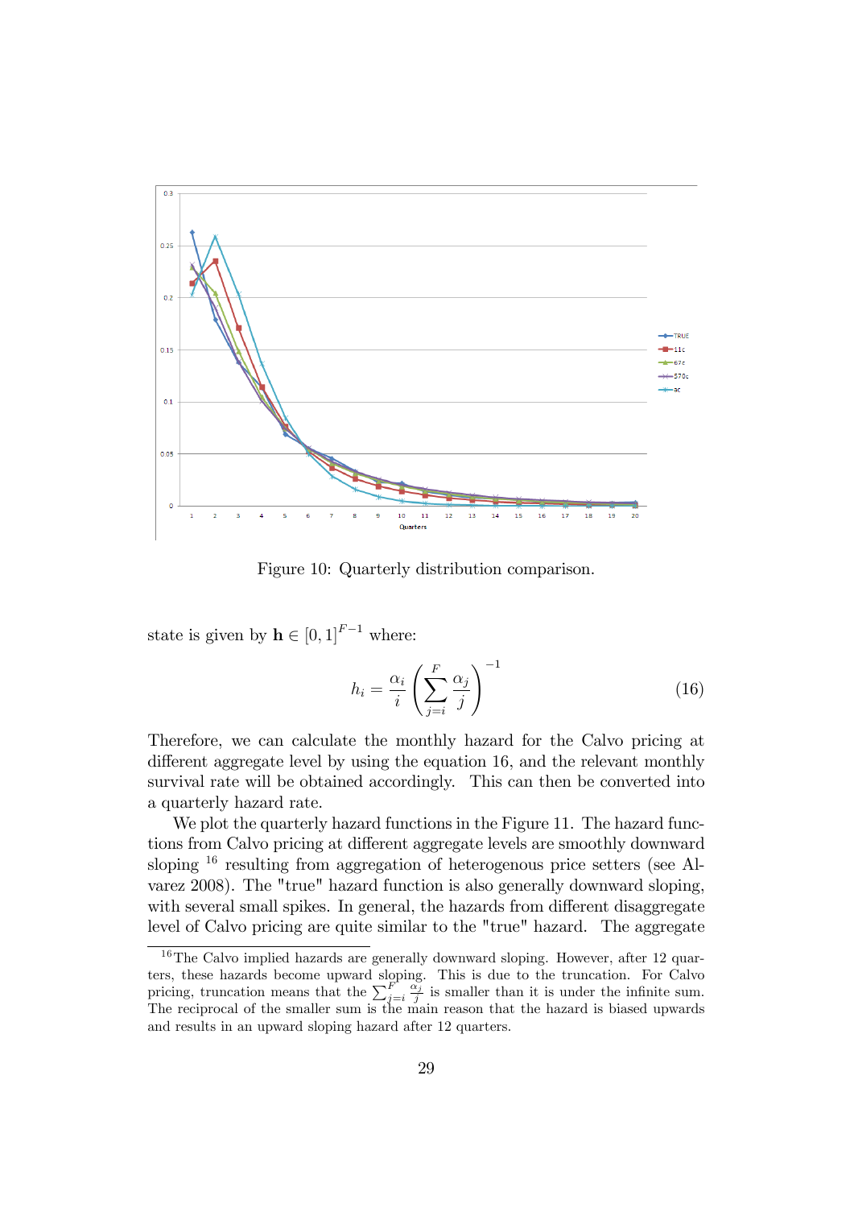Figure 10: Quarterly distribution comparison.

state is given by $\mathbf{h} \in [0,1]^{F-1}$ where:

$$h_i = \frac{\alpha_i}{i} \left( \sum_{j=i}^{F} \frac{\alpha_j}{j} \right)^{-1} \tag{16}$$

Therefore, we can calculate the monthly hazard for the Calvo pricing at different aggregate level by using the equation 16, and the relevant monthly survival rate will be obtained accordingly. This can then be converted into a quarterly hazard rate.

We plot the quarterly hazard functions in the Figure 11. The hazard functions from Calvo pricing at different aggregate levels are smoothly downward sloping [16] resulting from aggregation of heterogenous price setters (see Alvarez 2008). The "true" hazard function is also generally downward sloping, with several small spikes. In general, the hazards from different disaggregate level of Calvo pricing are quite similar to the "true" hazard. The aggregate

[16] The Calvo implied hazards are generally downward sloping. However, after 12 quarters, these hazards become upward sloping. This is due to the truncation. For Calvo pricing, truncation means that the $\sum_{j=i}^{F} \frac{\alpha_j}{j}$ is smaller than it is under the infinite sum. The reciprocal of the smaller sum is the main reason that the hazard is biased upwards and results in an upward sloping hazard after 12 quarters.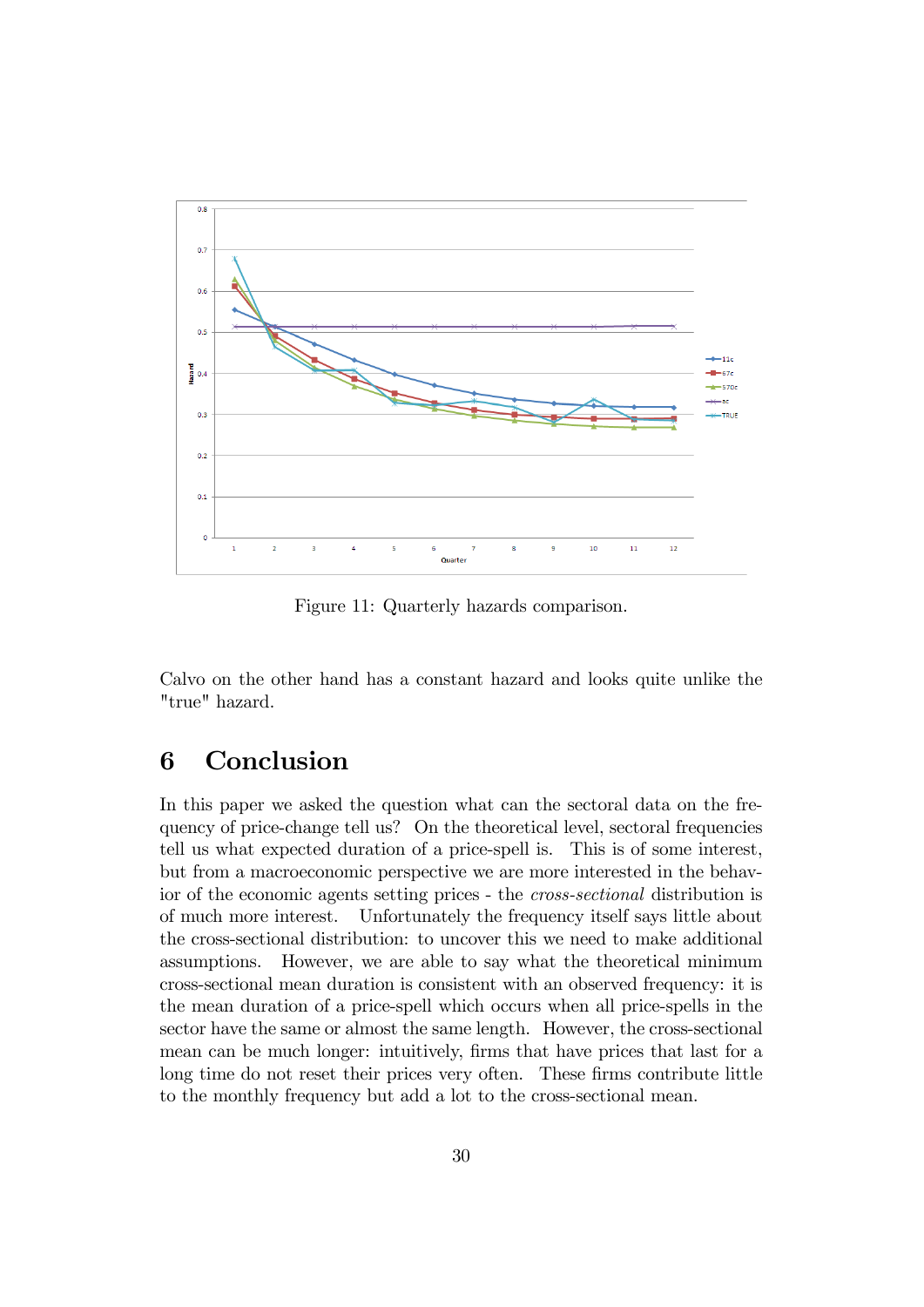Figure 11: Quarterly hazards comparison.

Calvo on the other hand has a constant hazard and looks quite unlike the "true" hazard.

# 6 Conclusion

In this paper we asked the question what can the sectoral data on the frequency of price-change tell us? On the theoretical level, sectoral frequencies tell us what expected duration of a price-spell is. This is of some interest, but from a macroeconomic perspective we are more interested in the behavior of the economic agents setting prices - the *cross-sectional* distribution is of much more interest. Unfortunately the frequency itself says little about the cross-sectional distribution: to uncover this we need to make additional assumptions. However, we are able to say what the theoretical minimum cross-sectional mean duration is consistent with an observed frequency: it is the mean duration of a price-spell which occurs when all price-spells in the sector have the same or almost the same length. However, the cross-sectional mean can be much longer: intuitively, firms that have prices that last for a long time do not reset their prices very often. These firms contribute little to the monthly frequency but add a lot to the cross-sectional mean.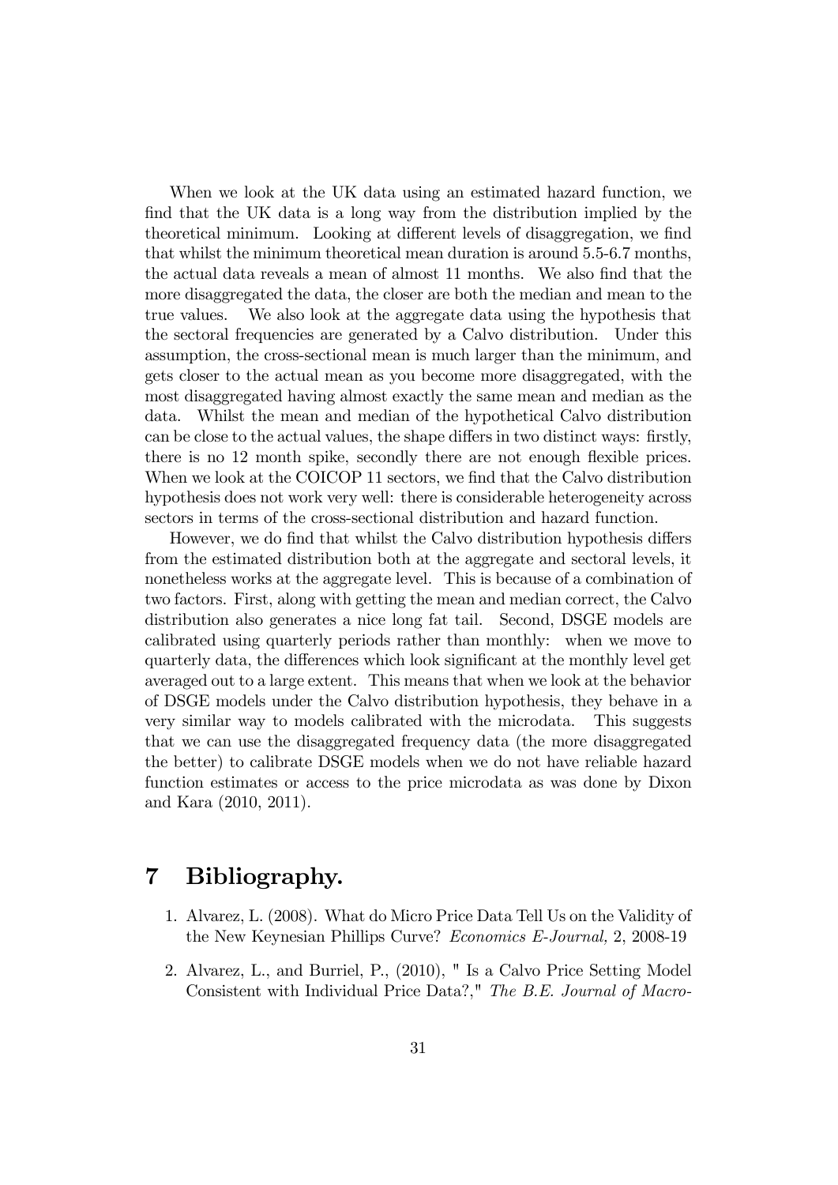When we look at the UK data using an estimated hazard function, we find that the UK data is a long way from the distribution implied by the theoretical minimum. Looking at different levels of disaggregation, we find that whilst the minimum theoretical mean duration is around 5.5-6.7 months, the actual data reveals a mean of almost 11 months. We also find that the more disaggregated the data, the closer are both the median and mean to the true values. We also look at the aggregate data using the hypothesis that the sectoral frequencies are generated by a Calvo distribution. Under this assumption, the cross-sectional mean is much larger than the minimum, and gets closer to the actual mean as you become more disaggregated, with the most disaggregated having almost exactly the same mean and median as the data. Whilst the mean and median of the hypothetical Calvo distribution can be close to the actual values, the shape differs in two distinct ways: firstly, there is no 12 month spike, secondly there are not enough flexible prices. When we look at the COICOP 11 sectors, we find that the Calvo distribution hypothesis does not work very well: there is considerable heterogeneity across sectors in terms of the cross-sectional distribution and hazard function.

However, we do find that whilst the Calvo distribution hypothesis differs from the estimated distribution both at the aggregate and sectoral levels, it nonetheless works at the aggregate level. This is because of a combination of two factors. First, along with getting the mean and median correct, the Calvo distribution also generates a nice long fat tail. Second, DSGE models are calibrated using quarterly periods rather than monthly: when we move to quarterly data, the differences which look significant at the monthly level get averaged out to a large extent. This means that when we look at the behavior of DSGE models under the Calvo distribution hypothesis, they behave in a very similar way to models calibrated with the microdata. This suggests that we can use the disaggregated frequency data (the more disaggregated the better) to calibrate DSGE models when we do not have reliable hazard function estimates or access to the price microdata as was done by Dixon and Kara (2010, 2011).

# 7 Bibliography.

1. Alvarez, L. (2008). What do Micro Price Data Tell Us on the Validity of the New Keynesian Phillips Curve? *Economics E-Journal*, 2, 2008-19
2. Alvarez, L., and Burriel, P., (2010), " Is a Calvo Price Setting Model Consistent with Individual Price Data?," *The B.E. Journal of Macro-*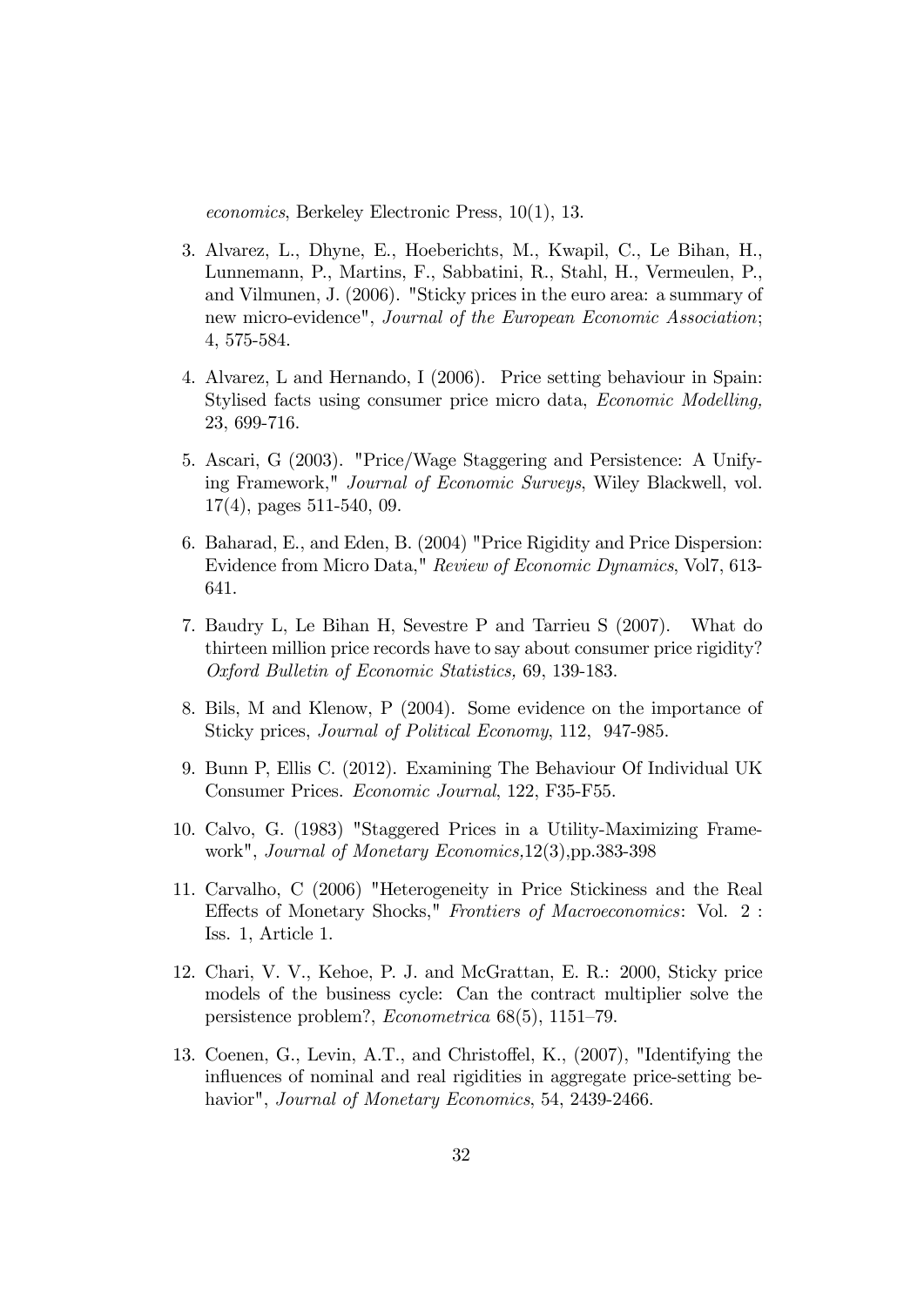*economics*, Berkeley Electronic Press, 10(1), 13.

3. Alvarez, L., Dhyne, E., Hoeberichts, M., Kwapil, C., Le Bihan, H., Lunnemann, P., Martins, F., Sabbatini, R., Stahl, H., Vermeulen, P., and Vilmunen, J. (2006). "Sticky prices in the euro area: a summary of new micro-evidence", *Journal of the European Economic Association*; 4, 575-584.

4. Alvarez, L and Hernando, I (2006). Price setting behaviour in Spain: Stylised facts using consumer price micro data, *Economic Modelling,* 23, 699-716.

5. Ascari, G (2003). "Price/Wage Staggering and Persistence: A Unifying Framework," *Journal of Economic Surveys*, Wiley Blackwell, vol. 17(4), pages 511-540, 09.

6. Baharad, E., and Eden, B. (2004) "Price Rigidity and Price Dispersion: Evidence from Micro Data," *Review of Economic Dynamics*, Vol7, 613-641.

7. Baudry L, Le Bihan H, Sevestre P and Tarrieu S (2007). What do thirteen million price records have to say about consumer price rigidity? *Oxford Bulletin of Economic Statistics,* 69, 139-183.

8. Bils, M and Klenow, P (2004). Some evidence on the importance of Sticky prices, *Journal of Political Economy*, 112, 947-985.

9. Bunn P, Ellis C. (2012). Examining The Behaviour Of Individual UK Consumer Prices. *Economic Journal*, 122, F35-F55.

10. Calvo, G. (1983) "Staggered Prices in a Utility-Maximizing Framework", *Journal of Monetary Economics,*12(3),pp.383-398

11. Carvalho, C (2006) "Heterogeneity in Price Stickiness and the Real Effects of Monetary Shocks," *Frontiers of Macroeconomics*: Vol. 2 : Iss. 1, Article 1.

12. Chari, V. V., Kehoe, P. J. and McGrattan, E. R.: 2000, Sticky price models of the business cycle: Can the contract multiplier solve the persistence problem?, *Econometrica* 68(5), 1151–79.

13. Coenen, G., Levin, A.T., and Christoffel, K., (2007), "Identifying the influences of nominal and real rigidities in aggregate price-setting behavior", *Journal of Monetary Economics*, 54, 2439-2466.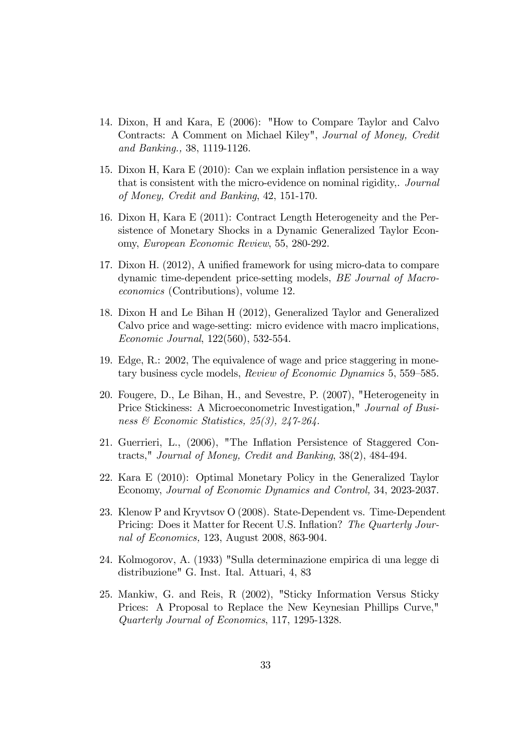14. Dixon, H and Kara, E (2006): "How to Compare Taylor and Calvo Contracts: A Comment on Michael Kiley", *Journal of Money, Credit and Banking.,* 38, 1119-1126.

15. Dixon H, Kara E (2010): Can we explain inflation persistence in a way that is consistent with the micro-evidence on nominal rigidity,. *Journal of Money, Credit and Banking*, 42, 151-170.

16. Dixon H, Kara E (2011): Contract Length Heterogeneity and the Persistence of Monetary Shocks in a Dynamic Generalized Taylor Economy, *European Economic Review*, 55, 280-292.

17. Dixon H. (2012), A unified framework for using micro-data to compare dynamic time-dependent price-setting models, *BE Journal of Macroeconomics* (Contributions), volume 12.

18. Dixon H and Le Bihan H (2012), Generalized Taylor and Generalized Calvo price and wage-setting: micro evidence with macro implications, *Economic Journal*, 122(560), 532-554.

19. Edge, R.: 2002, The equivalence of wage and price staggering in monetary business cycle models, *Review of Economic Dynamics* 5, 559–585.

20. Fougere, D., Le Bihan, H., and Sevestre, P. (2007), "Heterogeneity in Price Stickiness: A Microeconometric Investigation," *Journal of Business & Economic Statistics, 25(3), 247-264.*

21. Guerrieri, L., (2006), "The Inflation Persistence of Staggered Contracts," *Journal of Money, Credit and Banking*, 38(2), 484-494.

22. Kara E (2010): Optimal Monetary Policy in the Generalized Taylor Economy, *Journal of Economic Dynamics and Control,* 34, 2023-2037.

23. Klenow P and Kryvtsov O (2008). State-Dependent vs. Time-Dependent Pricing: Does it Matter for Recent U.S. Inflation? *The Quarterly Journal of Economics,* 123, August 2008, 863-904.

24. Kolmogorov, A. (1933) "Sulla determinazione empirica di una legge di distribuzione" G. Inst. Ital. Attuari, 4, 83

25. Mankiw, G. and Reis, R (2002), "Sticky Information Versus Sticky Prices: A Proposal to Replace the New Keynesian Phillips Curve," *Quarterly Journal of Economics*, 117, 1295-1328.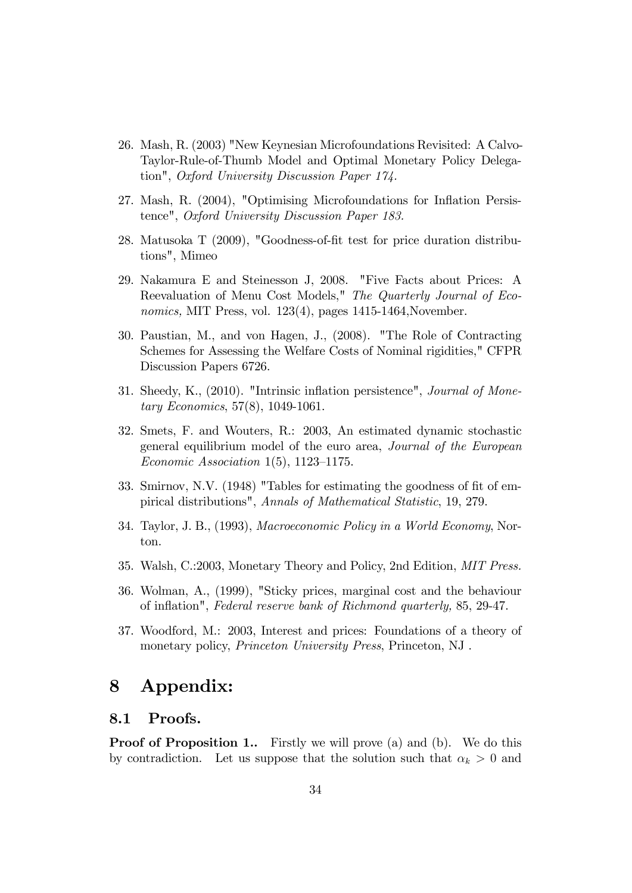26. Mash, R. (2003) "New Keynesian Microfoundations Revisited: A Calvo-Taylor-Rule-of-Thumb Model and Optimal Monetary Policy Delegation", *Oxford University Discussion Paper 174.*

27. Mash, R. (2004), "Optimising Microfoundations for Inflation Persistence", *Oxford University Discussion Paper 183.*

28. Matusoka T (2009), "Goodness-of-fit test for price duration distributions", Mimeo

29. Nakamura E and Steinesson J, 2008. "Five Facts about Prices: A Reevaluation of Menu Cost Models," *The Quarterly Journal of Economics,* MIT Press, vol. 123(4), pages 1415-1464,November.

30. Paustian, M., and von Hagen, J., (2008). "The Role of Contracting Schemes for Assessing the Welfare Costs of Nominal rigidities," CFPR Discussion Papers 6726.

31. Sheedy, K., (2010). "Intrinsic inflation persistence", *Journal of Monetary Economics*, 57(8), 1049-1061.

32. Smets, F. and Wouters, R.: 2003, An estimated dynamic stochastic general equilibrium model of the euro area, *Journal of the European Economic Association* 1(5), 1123–1175.

33. Smirnov, N.V. (1948) "Tables for estimating the goodness of fit of empirical distributions", *Annals of Mathematical Statistic*, 19, 279.

34. Taylor, J. B., (1993), *Macroeconomic Policy in a World Economy*, Norton.

35. Walsh, C.:2003, Monetary Theory and Policy, 2nd Edition, *MIT Press.*

36. Wolman, A., (1999), "Sticky prices, marginal cost and the behaviour of inflation", *Federal reserve bank of Richmond quarterly,* 85, 29-47.

37. Woodford, M.: 2003, Interest and prices: Foundations of a theory of monetary policy, *Princeton University Press*, Princeton, NJ .

# 8 Appendix:

## 8.1 Proofs.

**Proof of Proposition 1..** Firstly we will prove (a) and (b). We do this by contradiction. Let us suppose that the solution such that $\alpha_k > 0$ and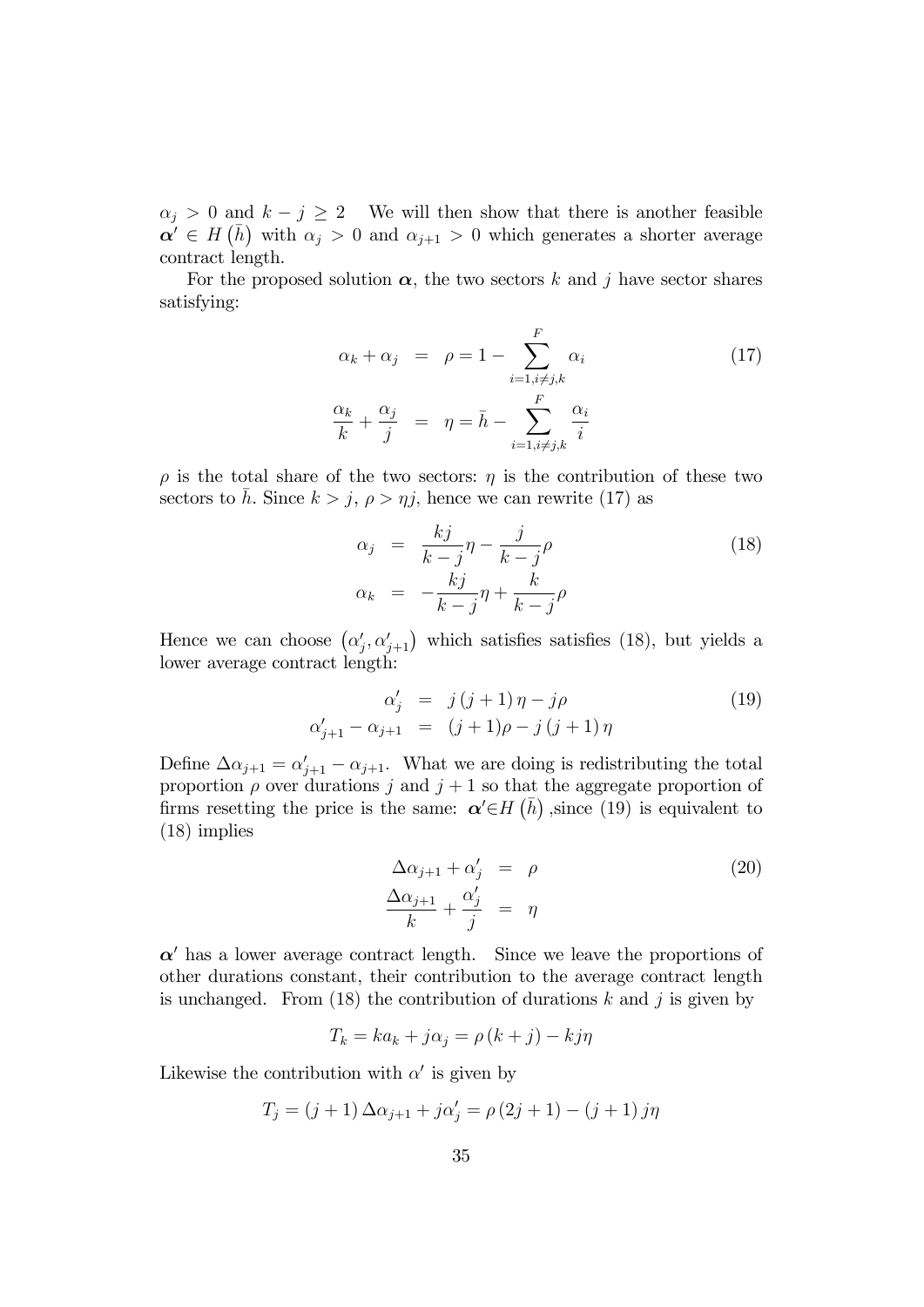$\alpha_j > 0$ and $k - j \geq 2$   We will then show that there is another feasible $\boldsymbol{\alpha}' \in H\left(\bar{h}\right)$ with $\alpha_j > 0$ and $\alpha_{j+1} > 0$ which generates a shorter average contract length.

For the proposed solution $\boldsymbol{\alpha}$, the two sectors $k$ and $j$ have sector shares satisfying:

$$\begin{aligned}
\alpha_k + \alpha_j &= \rho = 1 - \sum_{i=1, i\neq j,k}^{F} \alpha_i \\
\frac{\alpha_k}{k} + \frac{\alpha_j}{j} &= \eta = \bar{h} - \sum_{i=1, i\neq j,k}^{F} \frac{\alpha_i}{i}
\end{aligned} \tag{17}$$

$\rho$ is the total share of the two sectors: $\eta$ is the contribution of these two sectors to $\bar{h}$. Since $k > j$, $\rho > \eta j$, hence we can rewrite (17) as

$$\begin{aligned}
\alpha_j &= \frac{kj}{k-j}\eta - \frac{j}{k-j}\rho \\
\alpha_k &= -\frac{kj}{k-j}\eta + \frac{k}{k-j}\rho
\end{aligned} \tag{18}$$

Hence we can choose $\left(\alpha_j', \alpha_{j+1}'\right)$ which satisfies satisfies (18), but yields a lower average contract length:

$$\begin{aligned}
\alpha_j' &= j\left(j+1\right)\eta - j\rho \\
\alpha_{j+1}' - \alpha_{j+1} &= (j+1)\rho - j\left(j+1\right)\eta
\end{aligned} \tag{19}$$

Define $\Delta\alpha_{j+1} = \alpha_{j+1}' - \alpha_{j+1}$. What we are doing is redistributing the total proportion $\rho$ over durations $j$ and $j+1$ so that the aggregate proportion of firms resetting the price is the same: $\boldsymbol{\alpha}' \in H\left(\bar{h}\right)$ ,since (19) is equivalent to (18) implies

$$\begin{aligned}
\Delta\alpha_{j+1} + \alpha_j' &= \rho \\
\frac{\Delta\alpha_{j+1}}{k} + \frac{\alpha_j'}{j} &= \eta
\end{aligned} \tag{20}$$

$\boldsymbol{\alpha}'$ has a lower average contract length. Since we leave the proportions of other durations constant, their contribution to the average contract length is unchanged. From (18) the contribution of durations $k$ and $j$ is given by

$$T_k = ka_k + j\alpha_j = \rho\left(k+j\right) - kj\eta$$

Likewise the contribution with $\alpha'$ is given by

$$T_j = \left(j+1\right)\Delta\alpha_{j+1} + j\alpha_j' = \rho\left(2j+1\right) - \left(j+1\right)j\eta$$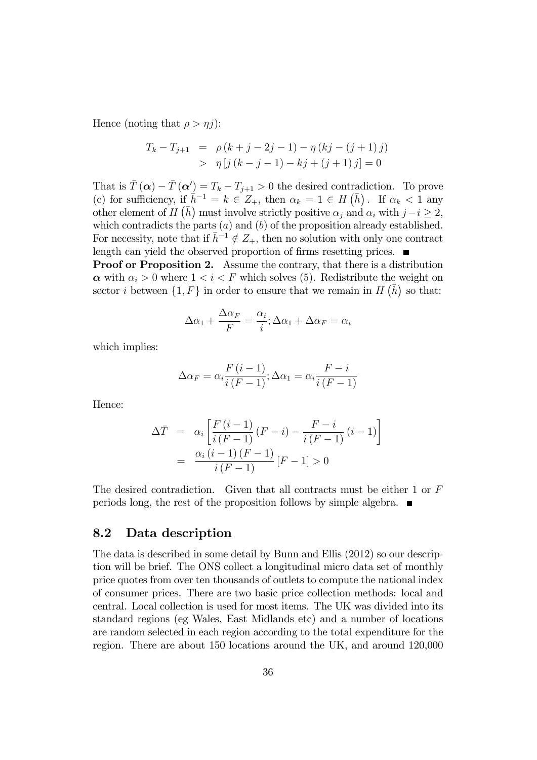Hence (noting that $\rho > \eta j$):

$$
\begin{aligned}
T_k - T_{j+1} &= \rho(k + j - 2j - 1) - \eta(kj - (j+1)j) \\
&> \eta[j(k - j - 1) - kj + (j+1)j] = 0
\end{aligned}
$$

That is $\bar{T}(\boldsymbol{\alpha}) - \bar{T}(\boldsymbol{\alpha}') = T_k - T_{j+1} > 0$ the desired contradiction. To prove (c) for sufficiency, if $\bar{h}^{-1} = k \in Z_+$, then $\alpha_k = 1 \in H(\bar{h})$. If $\alpha_k < 1$ any other element of $H(\bar{h})$ must involve strictly positive $\alpha_j$ and $\alpha_i$ with $j - i \geq 2$, which contradicts the parts $(a)$ and $(b)$ of the proposition already established. For necessity, note that if $\bar{h}^{-1} \notin Z_+$, then no solution with only one contract length can yield the observed proportion of firms resetting prices. ■

**Proof or Proposition 2.** Assume the contrary, that there is a distribution $\boldsymbol{\alpha}$ with $\alpha_i > 0$ where $1 < i < F$ which solves (5). Redistribute the weight on sector $i$ between $\{1, F\}$ in order to ensure that we remain in $H(\bar{h})$ so that:

$$
\Delta\alpha_1 + \frac{\Delta\alpha_F}{F} = \frac{\alpha_i}{i}; \Delta\alpha_1 + \Delta\alpha_F = \alpha_i
$$

which implies:

$$
\Delta\alpha_F = \alpha_i \frac{F(i-1)}{i(F-1)}; \Delta\alpha_1 = \alpha_i \frac{F-i}{i(F-1)}
$$

Hence:

$$
\begin{aligned}
\Delta\bar{T} &= \alpha_i \left[ \frac{F(i-1)}{i(F-1)}(F-i) - \frac{F-i}{i(F-1)}(i-1) \right] \\
&= \frac{\alpha_i (i-1)(F-1)}{i(F-1)}[F-1] > 0
\end{aligned}
$$

The desired contradiction. Given that all contracts must be either 1 or $F$ periods long, the rest of the proposition follows by simple algebra. ■

## 8.2 Data description

The data is described in some detail by Bunn and Ellis (2012) so our description will be brief. The ONS collect a longitudinal micro data set of monthly price quotes from over ten thousands of outlets to compute the national index of consumer prices. There are two basic price collection methods: local and central. Local collection is used for most items. The UK was divided into its standard regions (eg Wales, East Midlands etc) and a number of locations are random selected in each region according to the total expenditure for the region. There are about 150 locations around the UK, and around 120,000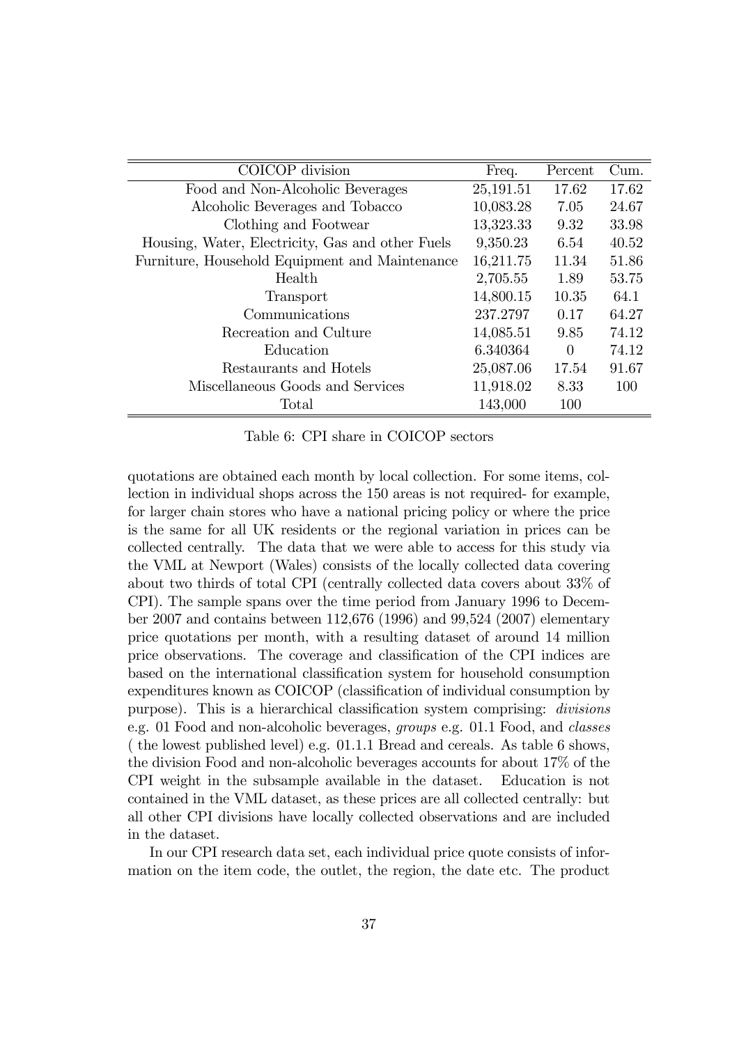| COICOP division | Freq. | Percent | Cum. |
|---|---|---|---|
| Food and Non-Alcoholic Beverages | 25,191.51 | 17.62 | 17.62 |
| Alcoholic Beverages and Tobacco | 10,083.28 | 7.05 | 24.67 |
| Clothing and Footwear | 13,323.33 | 9.32 | 33.98 |
| Housing, Water, Electricity, Gas and other Fuels | 9,350.23 | 6.54 | 40.52 |
| Furniture, Household Equipment and Maintenance | 16,211.75 | 11.34 | 51.86 |
| Health | 2,705.55 | 1.89 | 53.75 |
| Transport | 14,800.15 | 10.35 | 64.1 |
| Communications | 237.2797 | 0.17 | 64.27 |
| Recreation and Culture | 14,085.51 | 9.85 | 74.12 |
| Education | 6.340364 | 0 | 74.12 |
| Restaurants and Hotels | 25,087.06 | 17.54 | 91.67 |
| Miscellaneous Goods and Services | 11,918.02 | 8.33 | 100 |
| Total | 143,000 | 100 | |

Table 6: CPI share in COICOP sectors

quotations are obtained each month by local collection. For some items, collection in individual shops across the 150 areas is not required- for example, for larger chain stores who have a national pricing policy or where the price is the same for all UK residents or the regional variation in prices can be collected centrally. The data that we were able to access for this study via the VML at Newport (Wales) consists of the locally collected data covering about two thirds of total CPI (centrally collected data covers about 33% of CPI). The sample spans over the time period from January 1996 to December 2007 and contains between 112,676 (1996) and 99,524 (2007) elementary price quotations per month, with a resulting dataset of around 14 million price observations. The coverage and classification of the CPI indices are based on the international classification system for household consumption expenditures known as COICOP (classification of individual consumption by purpose). This is a hierarchical classification system comprising: *divisions* e.g. 01 Food and non-alcoholic beverages, *groups* e.g. 01.1 Food, and *classes* ( the lowest published level) e.g. 01.1.1 Bread and cereals. As table 6 shows, the division Food and non-alcoholic beverages accounts for about 17% of the CPI weight in the subsample available in the dataset. Education is not contained in the VML dataset, as these prices are all collected centrally: but all other CPI divisions have locally collected observations and are included in the dataset.

In our CPI research data set, each individual price quote consists of information on the item code, the outlet, the region, the date etc. The product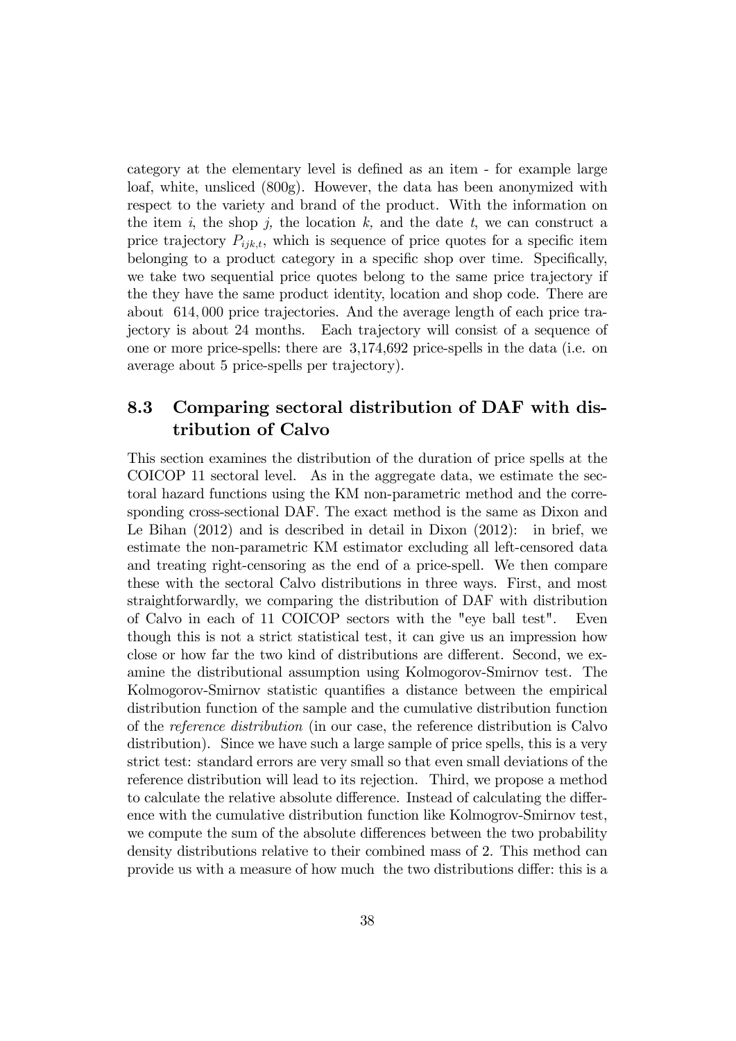category at the elementary level is defined as an item - for example large loaf, white, unsliced (800g). However, the data has been anonymized with respect to the variety and brand of the product. With the information on the item $i$, the shop $j$, the location $k$, and the date $t$, we can construct a price trajectory $P_{ijk,t}$, which is sequence of price quotes for a specific item belonging to a product category in a specific shop over time. Specifically, we take two sequential price quotes belong to the same price trajectory if the they have the same product identity, location and shop code. There are about $614,000$ price trajectories. And the average length of each price trajectory is about 24 months. Each trajectory will consist of a sequence of one or more price-spells: there are 3,174,692 price-spells in the data (i.e. on average about 5 price-spells per trajectory).

## 8.3 Comparing sectoral distribution of DAF with distribution of Calvo

This section examines the distribution of the duration of price spells at the COICOP 11 sectoral level. As in the aggregate data, we estimate the sectoral hazard functions using the KM non-parametric method and the corresponding cross-sectional DAF. The exact method is the same as Dixon and Le Bihan (2012) and is described in detail in Dixon (2012): in brief, we estimate the non-parametric KM estimator excluding all left-censored data and treating right-censoring as the end of a price-spell. We then compare these with the sectoral Calvo distributions in three ways. First, and most straightforwardly, we comparing the distribution of DAF with distribution of Calvo in each of 11 COICOP sectors with the "eye ball test". Even though this is not a strict statistical test, it can give us an impression how close or how far the two kind of distributions are different. Second, we examine the distributional assumption using Kolmogorov-Smirnov test. The Kolmogorov-Smirnov statistic quantifies a distance between the empirical distribution function of the sample and the cumulative distribution function of the *reference distribution* (in our case, the reference distribution is Calvo distribution). Since we have such a large sample of price spells, this is a very strict test: standard errors are very small so that even small deviations of the reference distribution will lead to its rejection. Third, we propose a method to calculate the relative absolute difference. Instead of calculating the difference with the cumulative distribution function like Kolmogrov-Smirnov test, we compute the sum of the absolute differences between the two probability density distributions relative to their combined mass of 2. This method can provide us with a measure of how much the two distributions differ: this is a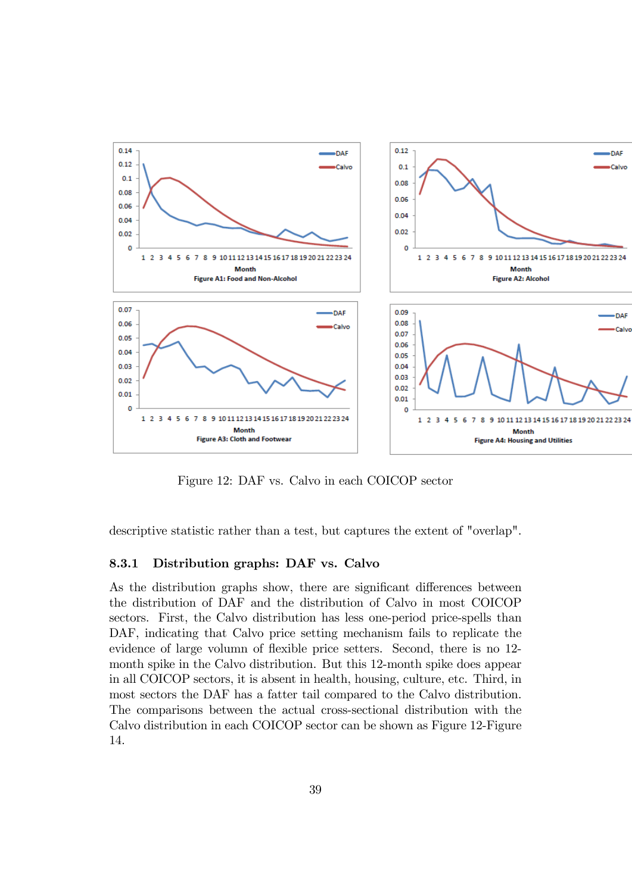Figure 12: DAF vs. Calvo in each COICOP sector

descriptive statistic rather than a test, but captures the extent of "overlap".

### 8.3.1 Distribution graphs: DAF vs. Calvo

As the distribution graphs show, there are significant differences between the distribution of DAF and the distribution of Calvo in most COICOP sectors. First, the Calvo distribution has less one-period price-spells than DAF, indicating that Calvo price setting mechanism fails to replicate the evidence of large volumn of flexible price setters. Second, there is no 12-month spike in the Calvo distribution. But this 12-month spike does appear in all COICOP sectors, it is absent in health, housing, culture, etc. Third, in most sectors the DAF has a fatter tail compared to the Calvo distribution. The comparisons between the actual cross-sectional distribution with the Calvo distribution in each COICOP sector can be shown as Figure 12-Figure 14.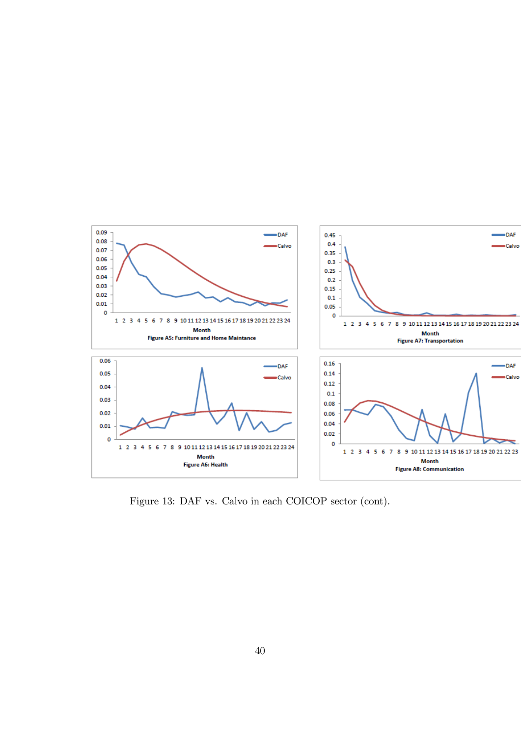Figure 13: DAF vs. Calvo in each COICOP sector (cont).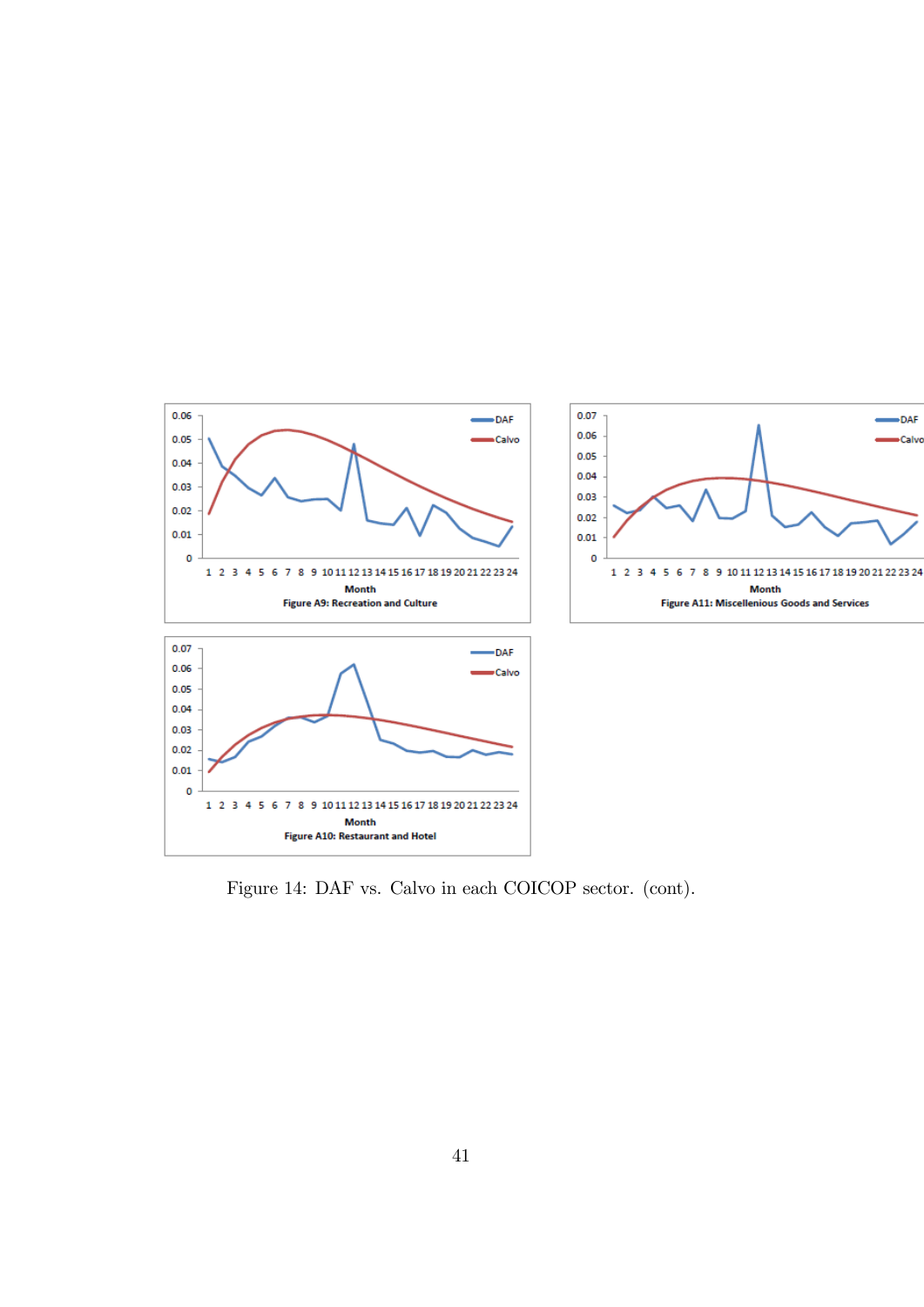Figure 14: DAF vs. Calvo in each COICOP sector. (cont).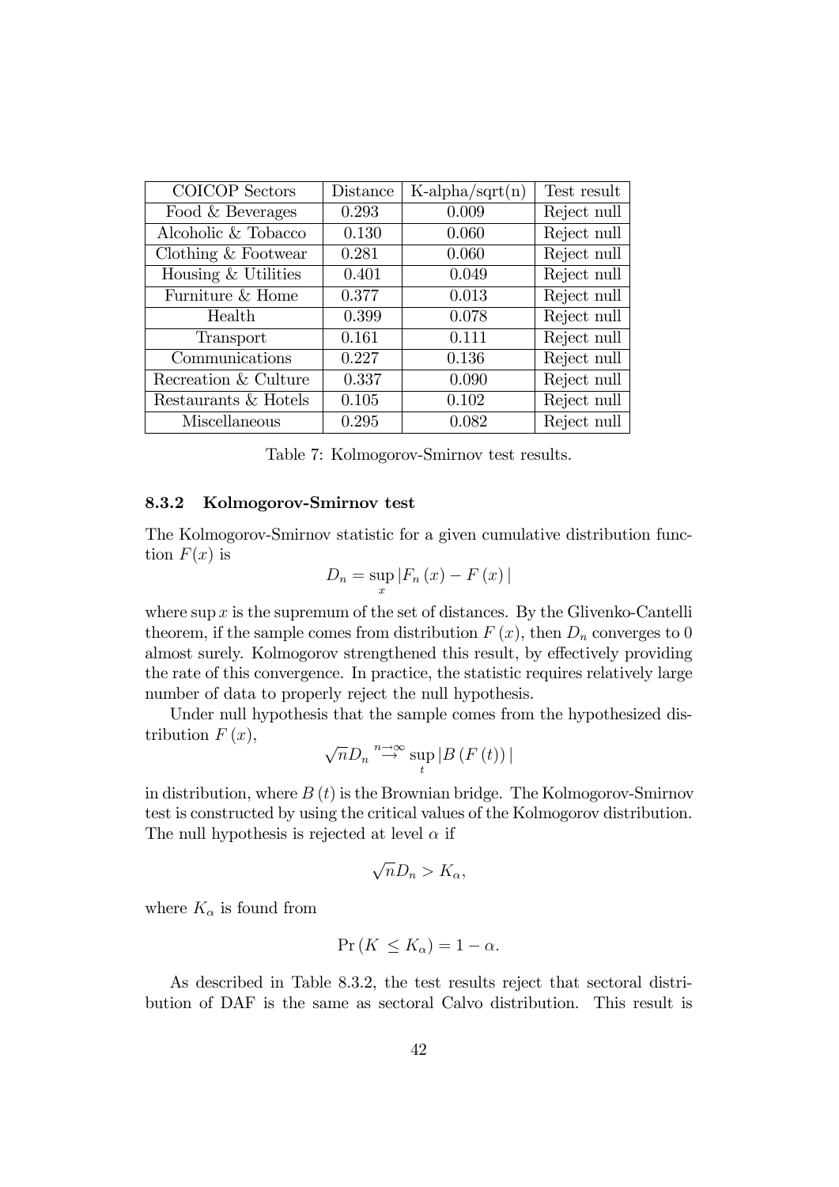| COICOP Sectors | Distance | K-alpha/sqrt(n) | Test result |
|---|---|---|---|
| Food & Beverages | 0.293 | 0.009 | Reject null |
| Alcoholic & Tobacco | 0.130 | 0.060 | Reject null |
| Clothing & Footwear | 0.281 | 0.060 | Reject null |
| Housing & Utilities | 0.401 | 0.049 | Reject null |
| Furniture & Home | 0.377 | 0.013 | Reject null |
| Health | 0.399 | 0.078 | Reject null |
| Transport | 0.161 | 0.111 | Reject null |
| Communications | 0.227 | 0.136 | Reject null |
| Recreation & Culture | 0.337 | 0.090 | Reject null |
| Restaurants & Hotels | 0.105 | 0.102 | Reject null |
| Miscellaneous | 0.295 | 0.082 | Reject null |

Table 7: Kolmogorov-Smirnov test results.

### 8.3.2 Kolmogorov-Smirnov test

The Kolmogorov-Smirnov statistic for a given cumulative distribution function $F(x)$ is

$$D_n = \sup_x |F_n(x) - F(x)|$$

where $\sup x$ is the supremum of the set of distances. By the Glivenko-Cantelli theorem, if the sample comes from distribution $F(x)$, then $D_n$ converges to 0 almost surely. Kolmogorov strengthened this result, by effectively providing the rate of this convergence. In practice, the statistic requires relatively large number of data to properly reject the null hypothesis.

Under null hypothesis that the sample comes from the hypothesized distribution $F(x)$,

$$\sqrt{n} D_n \overset{n \to \infty}{\to} \sup_t |B(F(t))|$$

in distribution, where $B(t)$ is the Brownian bridge. The Kolmogorov-Smirnov test is constructed by using the critical values of the Kolmogorov distribution. The null hypothesis is rejected at level $\alpha$ if

$$\sqrt{n} D_n > K_\alpha,$$

where $K_\alpha$ is found from

$$\Pr(K \leq K_\alpha) = 1 - \alpha.$$

As described in Table 8.3.2, the test results reject that sectoral distribution of DAF is the same as sectoral Calvo distribution. This result is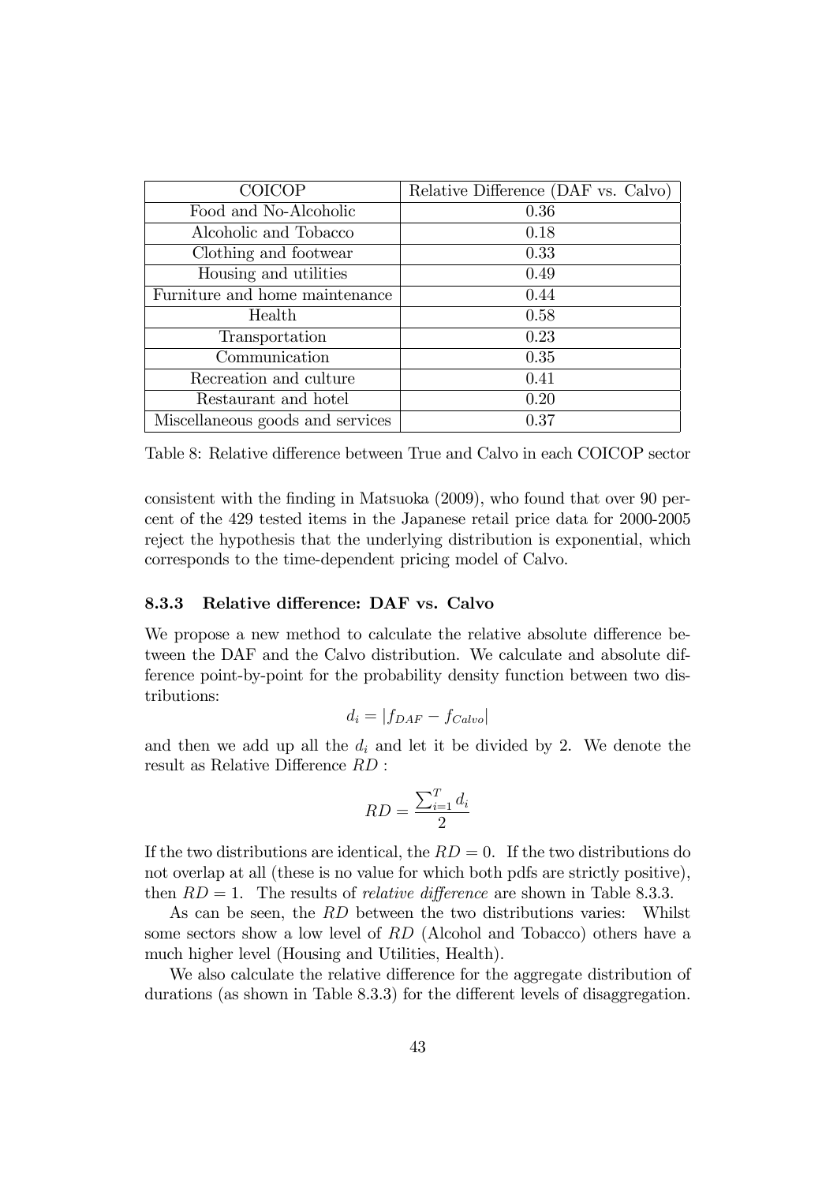| COICOP | Relative Difference (DAF vs. Calvo) |
|---|---|
| Food and No-Alcoholic | 0.36 |
| Alcoholic and Tobacco | 0.18 |
| Clothing and footwear | 0.33 |
| Housing and utilities | 0.49 |
| Furniture and home maintenance | 0.44 |
| Health | 0.58 |
| Transportation | 0.23 |
| Communication | 0.35 |
| Recreation and culture | 0.41 |
| Restaurant and hotel | 0.20 |
| Miscellaneous goods and services | 0.37 |

Table 8: Relative difference between True and Calvo in each COICOP sector

consistent with the finding in Matsuoka (2009), who found that over 90 percent of the 429 tested items in the Japanese retail price data for 2000-2005 reject the hypothesis that the underlying distribution is exponential, which corresponds to the time-dependent pricing model of Calvo.

### 8.3.3 Relative difference: DAF vs. Calvo

We propose a new method to calculate the relative absolute difference between the DAF and the Calvo distribution. We calculate and absolute difference point-by-point for the probability density function between two distributions:

$$d_i = |f_{DAF} - f_{Calvo}|$$

and then we add up all the $d_i$ and let it be divided by 2. We denote the result as Relative Difference $RD$ :

$$RD = \frac{\sum_{i=1}^{T} d_i}{2}$$

If the two distributions are identical, the $RD = 0$. If the two distributions do not overlap at all (these is no value for which both pdfs are strictly positive), then $RD = 1$. The results of *relative difference* are shown in Table 8.3.3.

As can be seen, the $RD$ between the two distributions varies: Whilst some sectors show a low level of $RD$ (Alcohol and Tobacco) others have a much higher level (Housing and Utilities, Health).

We also calculate the relative difference for the aggregate distribution of durations (as shown in Table 8.3.3) for the different levels of disaggregation.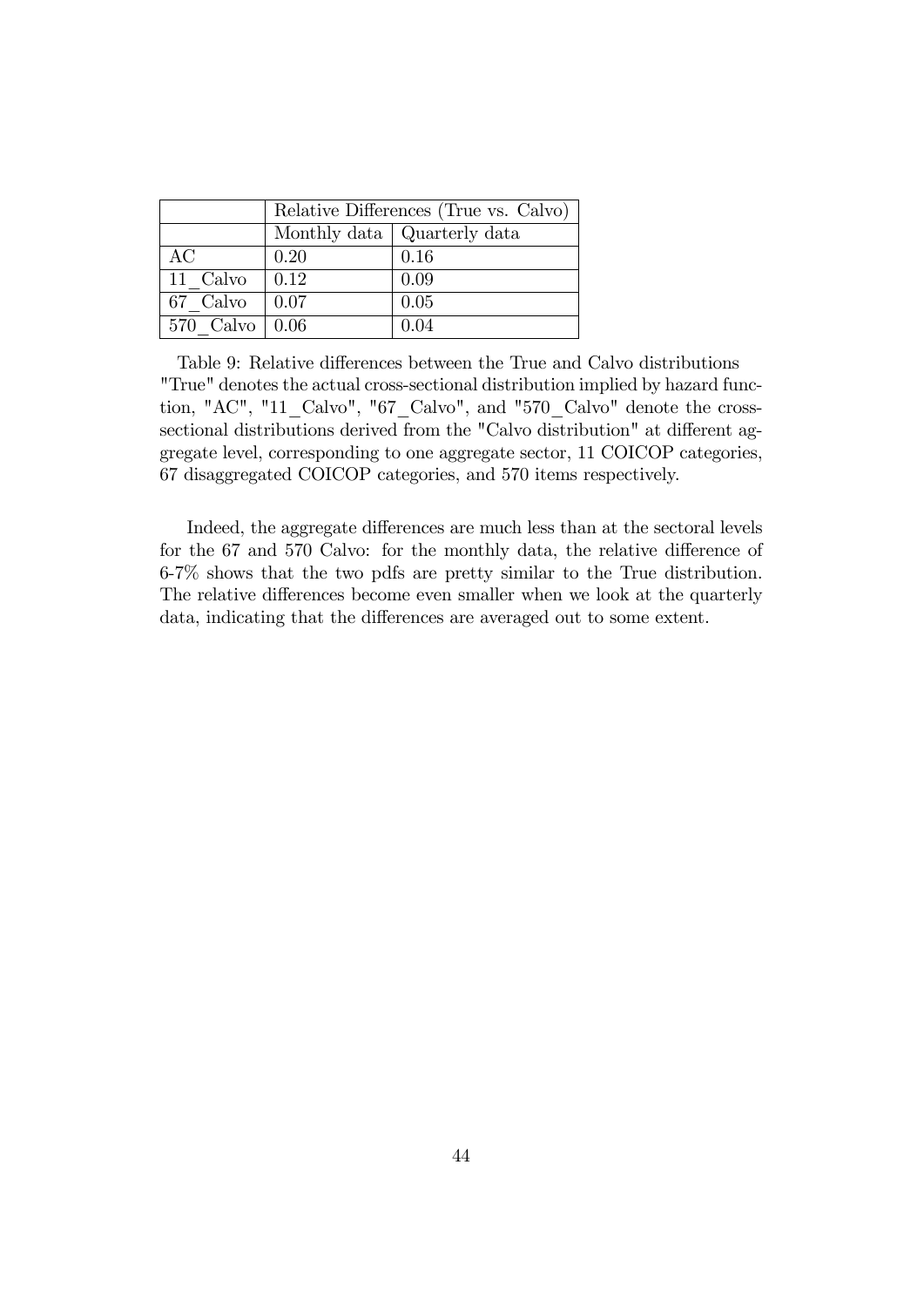| | Relative Differences (True vs. Calvo) | |
|---|---|---|
| | Monthly data | Quarterly data |
| AC | 0.20 | 0.16 |
| 11_Calvo | 0.12 | 0.09 |
| 67_Calvo | 0.07 | 0.05 |
| 570_Calvo | 0.06 | 0.04 |

Table 9: Relative differences between the True and Calvo distributions "True" denotes the actual cross-sectional distribution implied by hazard function, "AC", "11_Calvo", "67_Calvo", and "570_Calvo" denote the cross-sectional distributions derived from the "Calvo distribution" at different aggregate level, corresponding to one aggregate sector, 11 COICOP categories, 67 disaggregated COICOP categories, and 570 items respectively.

Indeed, the aggregate differences are much less than at the sectoral levels for the 67 and 570 Calvo: for the monthly data, the relative difference of 6-7% shows that the two pdfs are pretty similar to the True distribution. The relative differences become even smaller when we look at the quarterly data, indicating that the differences are averaged out to some extent.